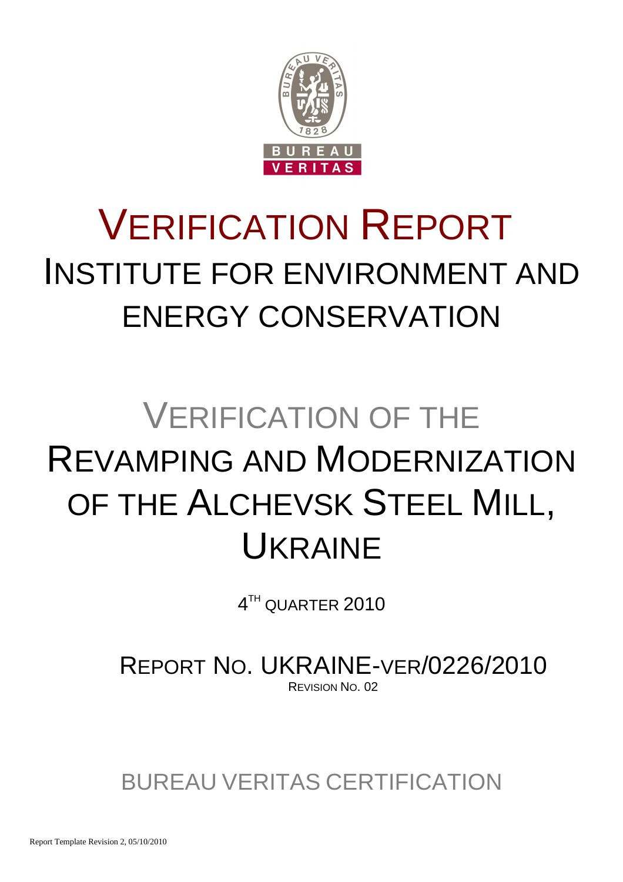# VERIFICATION REPORT
## INSTITUTE FOR ENVIRONMENT AND ENERGY CONSERVATION

# VERIFICATION OF THE REVAMPING AND MODERNIZATION OF THE ALCHEVSK STEEL MILL, UKRAINE

4TH QUARTER 2010

REPORT NO. UKRAINE-VER/0226/2010

REVISION NO. 02

BUREAU VERITAS CERTIFICATION

Report Template Revision 2, 05/10/2010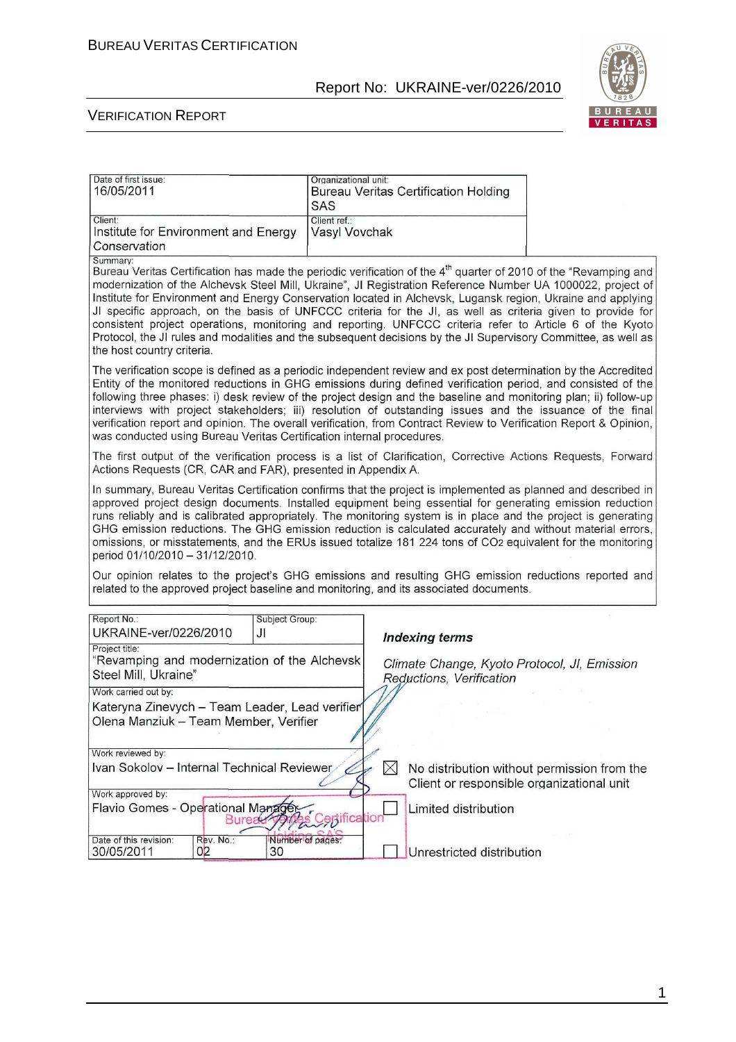| Date of first issue: 16/05/2011 | Organizational unit: Bureau Veritas Certification Holding SAS |
|---|---|
| Client: Institute for Environment and Energy Conservation | Client ref.: Vasyl Vovchak |

Summary:

Bureau Veritas Certification has made the periodic verification of the 4th quarter of 2010 of the "Revamping and modernization of the Alchevsk Steel Mill, Ukraine", JI Registration Reference Number UA 1000022, project of Institute for Environment and Energy Conservation located in Alchevsk, Lugansk region, Ukraine and applying JI specific approach, on the basis of UNFCCC criteria for the JI, as well as criteria given to provide for consistent project operations, monitoring and reporting. UNFCCC criteria refer to Article 6 of the Kyoto Protocol, the JI rules and modalities and the subsequent decisions by the JI Supervisory Committee, as well as the host country criteria.

The verification scope is defined as a periodic independent review and ex post determination by the Accredited Entity of the monitored reductions in GHG emissions during defined verification period, and consisted of the following three phases: i) desk review of the project design and the baseline and monitoring plan; ii) follow-up interviews with project stakeholders; iii) resolution of outstanding issues and the issuance of the final verification report and opinion. The overall verification, from Contract Review to Verification Report & Opinion, was conducted using Bureau Veritas Certification internal procedures.

The first output of the verification process is a list of Clarification, Corrective Actions Requests, Forward Actions Requests (CR, CAR and FAR), presented in Appendix A.

In summary, Bureau Veritas Certification confirms that the project is implemented as planned and described in approved project design documents. Installed equipment being essential for generating emission reduction runs reliably and is calibrated appropriately. The monitoring system is in place and the project is generating GHG emission reductions. The GHG emission reduction is calculated accurately and without material errors, omissions, or misstatements, and the ERUs issued totalize 181 224 tons of $CO_2$ equivalent for the monitoring period 01/10/2010 – 31/12/2010.

Our opinion relates to the project's GHG emissions and resulting GHG emission reductions reported and related to the approved project baseline and monitoring, and its associated documents.

| Report No.: UKRAINE-ver/0226/2010 | Subject Group: JI |
|---|---|
| Project title: "Revamping and modernization of the Alchevsk Steel Mill, Ukraine" | |
| Work carried out by: Kateryna Zinevych – Team Leader, Lead verifier; Olena Manziuk – Team Member, Verifier | |
| Work reviewed by: Ivan Sokolov – Internal Technical Reviewer | |
| Work approved by: Flavio Gomes - Operational Manager | |
| Date of this revision: 30/05/2011 | Rev. No.: 02 | Number of pages: 30 |

***Indexing terms***

*Climate Change, Kyoto Protocol, JI, Emission Reductions, Verification*

☒ No distribution without permission from the Client or responsible organizational unit

☐ Limited distribution

☐ Unrestricted distribution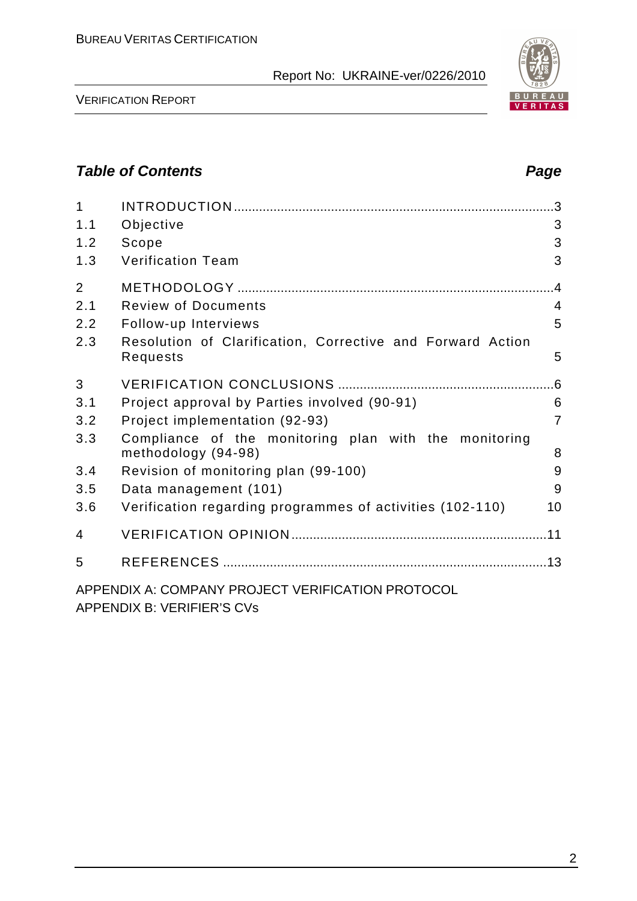## Table of Contents

| | | Page |
|---|---|---|
| 1 | INTRODUCTION | 3 |
| 1.1 | Objective | 3 |
| 1.2 | Scope | 3 |
| 1.3 | Verification Team | 3 |
| 2 | METHODOLOGY | 4 |
| 2.1 | Review of Documents | 4 |
| 2.2 | Follow-up Interviews | 5 |
| 2.3 | Resolution of Clarification, Corrective and Forward Action Requests | 5 |
| 3 | VERIFICATION CONCLUSIONS | 6 |
| 3.1 | Project approval by Parties involved (90-91) | 6 |
| 3.2 | Project implementation (92-93) | 7 |
| 3.3 | Compliance of the monitoring plan with the monitoring methodology (94-98) | 8 |
| 3.4 | Revision of monitoring plan (99-100) | 9 |
| 3.5 | Data management (101) | 9 |
| 3.6 | Verification regarding programmes of activities (102-110) | 10 |
| 4 | VERIFICATION OPINION | 11 |
| 5 | REFERENCES | 13 |

APPENDIX A: COMPANY PROJECT VERIFICATION PROTOCOL

APPENDIX B: VERIFIER'S CVs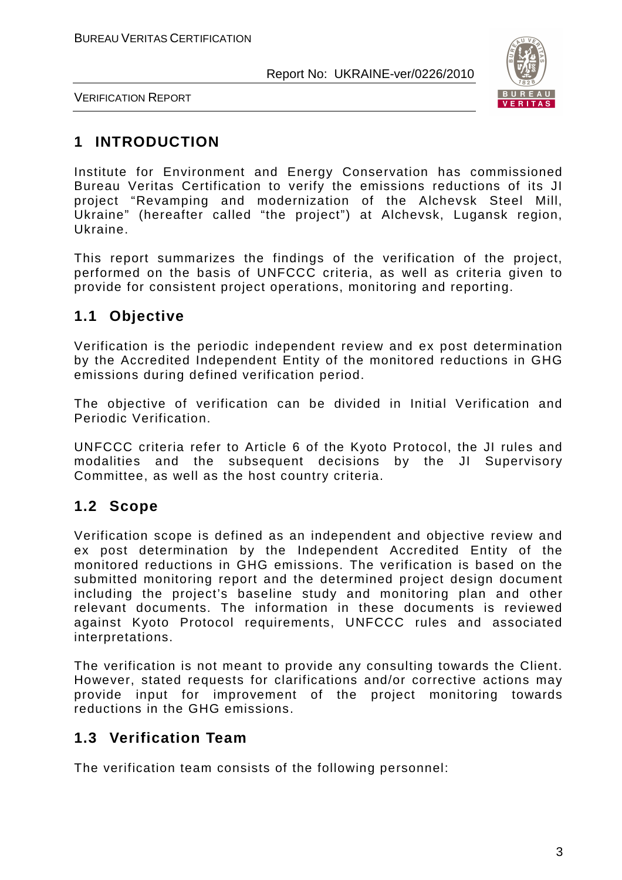# 1 INTRODUCTION

Institute for Environment and Energy Conservation has commissioned Bureau Veritas Certification to verify the emissions reductions of its JI project "Revamping and modernization of the Alchevsk Steel Mill, Ukraine" (hereafter called "the project") at Alchevsk, Lugansk region, Ukraine.

This report summarizes the findings of the verification of the project, performed on the basis of UNFCCC criteria, as well as criteria given to provide for consistent project operations, monitoring and reporting.

## 1.1 Objective

Verification is the periodic independent review and ex post determination by the Accredited Independent Entity of the monitored reductions in GHG emissions during defined verification period.

The objective of verification can be divided in Initial Verification and Periodic Verification.

UNFCCC criteria refer to Article 6 of the Kyoto Protocol, the JI rules and modalities and the subsequent decisions by the JI Supervisory Committee, as well as the host country criteria.

## 1.2 Scope

Verification scope is defined as an independent and objective review and ex post determination by the Independent Accredited Entity of the monitored reductions in GHG emissions. The verification is based on the submitted monitoring report and the determined project design document including the project's baseline study and monitoring plan and other relevant documents. The information in these documents is reviewed against Kyoto Protocol requirements, UNFCCC rules and associated interpretations.

The verification is not meant to provide any consulting towards the Client. However, stated requests for clarifications and/or corrective actions may provide input for improvement of the project monitoring towards reductions in the GHG emissions.

## 1.3 Verification Team

The verification team consists of the following personnel: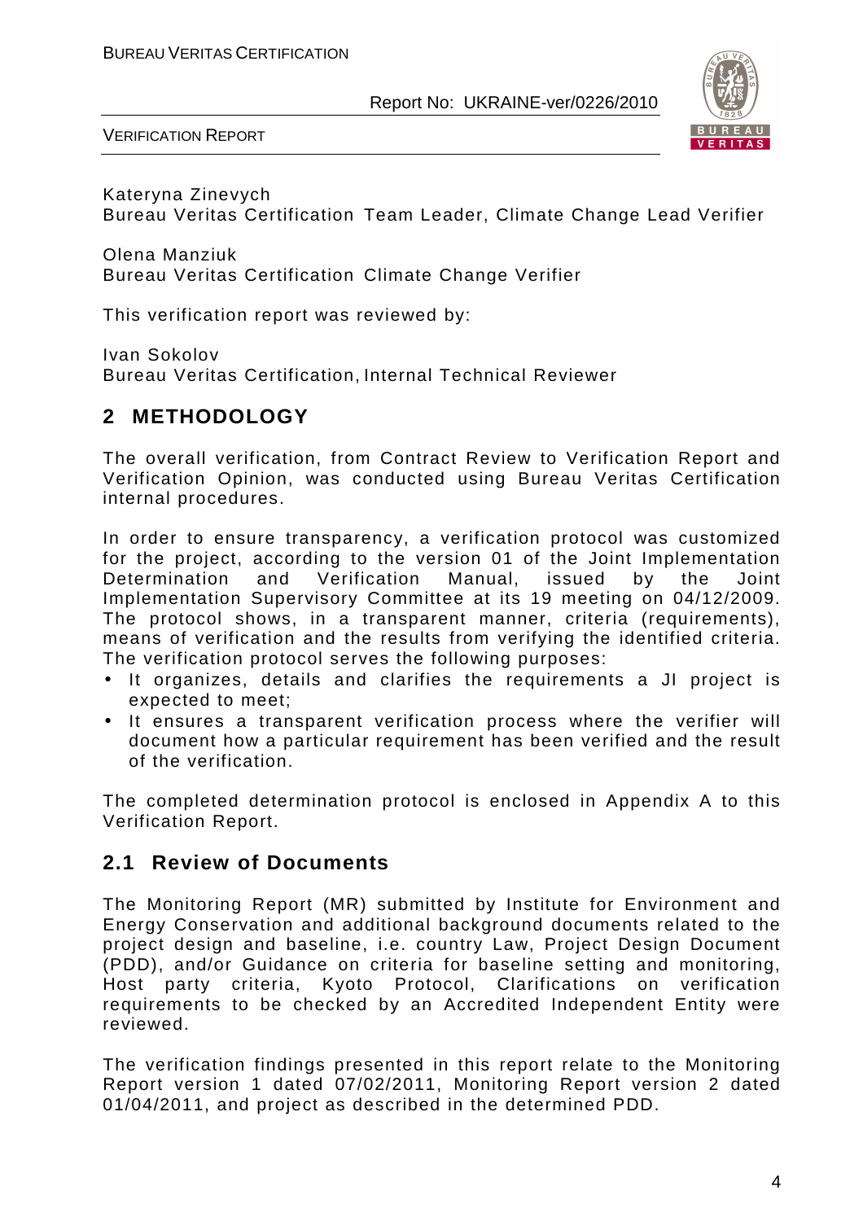Kateryna Zinevych
Bureau Veritas Certification Team Leader, Climate Change Lead Verifier

Olena Manziuk
Bureau Veritas Certification Climate Change Verifier

This verification report was reviewed by:

Ivan Sokolov
Bureau Veritas Certification, Internal Technical Reviewer

## 2 METHODOLOGY

The overall verification, from Contract Review to Verification Report and Verification Opinion, was conducted using Bureau Veritas Certification internal procedures.

In order to ensure transparency, a verification protocol was customized for the project, according to the version 01 of the Joint Implementation Determination and Verification Manual, issued by the Joint Implementation Supervisory Committee at its 19 meeting on 04/12/2009. The protocol shows, in a transparent manner, criteria (requirements), means of verification and the results from verifying the identified criteria. The verification protocol serves the following purposes:

- It organizes, details and clarifies the requirements a JI project is expected to meet;
- It ensures a transparent verification process where the verifier will document how a particular requirement has been verified and the result of the verification.

The completed determination protocol is enclosed in Appendix A to this Verification Report.

### 2.1 Review of Documents

The Monitoring Report (MR) submitted by Institute for Environment and Energy Conservation and additional background documents related to the project design and baseline, i.e. country Law, Project Design Document (PDD), and/or Guidance on criteria for baseline setting and monitoring, Host party criteria, Kyoto Protocol, Clarifications on verification requirements to be checked by an Accredited Independent Entity were reviewed.

The verification findings presented in this report relate to the Monitoring Report version 1 dated 07/02/2011, Monitoring Report version 2 dated 01/04/2011, and project as described in the determined PDD.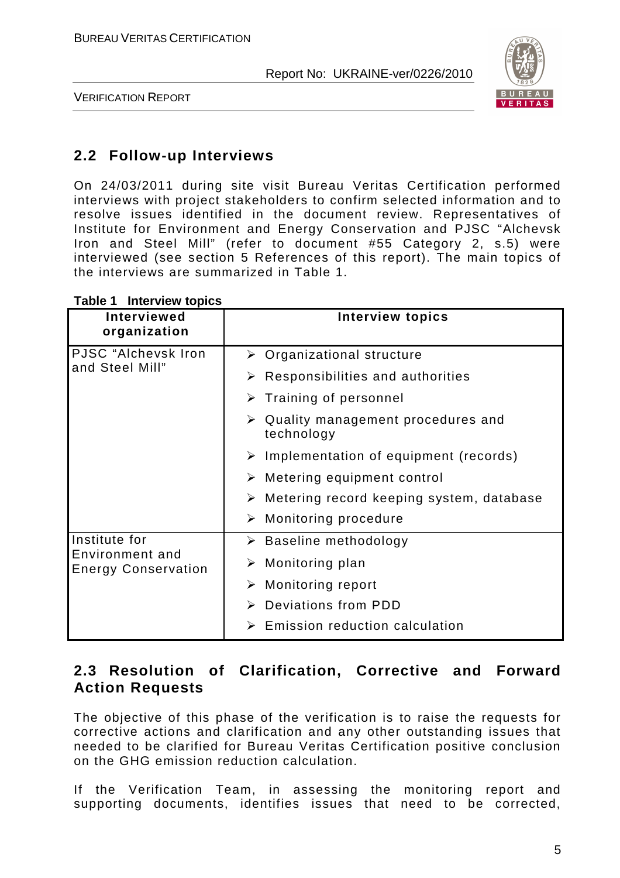## 2.2 Follow-up Interviews

On 24/03/2011 during site visit Bureau Veritas Certification performed interviews with project stakeholders to confirm selected information and to resolve issues identified in the document review. Representatives of Institute for Environment and Energy Conservation and PJSC "Alchevsk Iron and Steel Mill" (refer to document #55 Category 2, s.5) were interviewed (see section 5 References of this report). The main topics of the interviews are summarized in Table 1.

**Table 1 Interview topics**

| Interviewed organization | Interview topics |
|---|---|
| PJSC "Alchevsk Iron and Steel Mill" | ➢ Organizational structure<br>➢ Responsibilities and authorities<br>➢ Training of personnel<br>➢ Quality management procedures and technology<br>➢ Implementation of equipment (records)<br>➢ Metering equipment control<br>➢ Metering record keeping system, database<br>➢ Monitoring procedure |
| Institute for Environment and Energy Conservation | ➢ Baseline methodology<br>➢ Monitoring plan<br>➢ Monitoring report<br>➢ Deviations from PDD<br>➢ Emission reduction calculation |

## 2.3 Resolution of Clarification, Corrective and Forward Action Requests

The objective of this phase of the verification is to raise the requests for corrective actions and clarification and any other outstanding issues that needed to be clarified for Bureau Veritas Certification positive conclusion on the GHG emission reduction calculation.

If the Verification Team, in assessing the monitoring report and supporting documents, identifies issues that need to be corrected,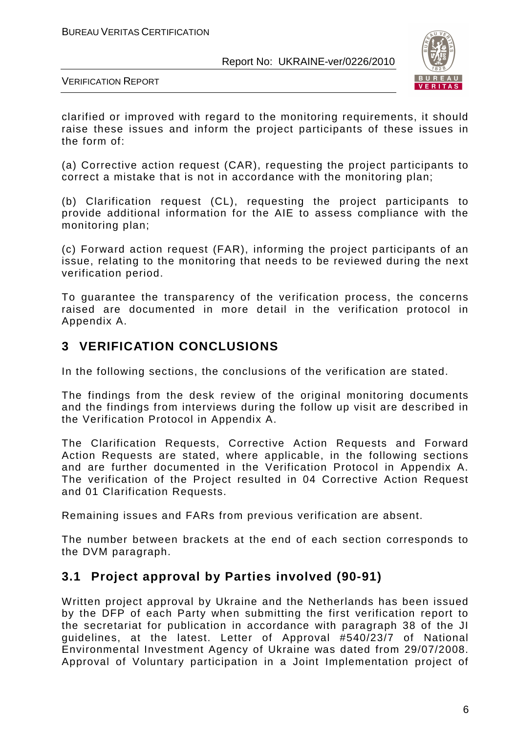clarified or improved with regard to the monitoring requirements, it should raise these issues and inform the project participants of these issues in the form of:

(a) Corrective action request (CAR), requesting the project participants to correct a mistake that is not in accordance with the monitoring plan;

(b) Clarification request (CL), requesting the project participants to provide additional information for the AIE to assess compliance with the monitoring plan;

(c) Forward action request (FAR), informing the project participants of an issue, relating to the monitoring that needs to be reviewed during the next verification period.

To guarantee the transparency of the verification process, the concerns raised are documented in more detail in the verification protocol in Appendix A.

## 3 VERIFICATION CONCLUSIONS

In the following sections, the conclusions of the verification are stated.

The findings from the desk review of the original monitoring documents and the findings from interviews during the follow up visit are described in the Verification Protocol in Appendix A.

The Clarification Requests, Corrective Action Requests and Forward Action Requests are stated, where applicable, in the following sections and are further documented in the Verification Protocol in Appendix A. The verification of the Project resulted in 04 Corrective Action Request and 01 Clarification Requests.

Remaining issues and FARs from previous verification are absent.

The number between brackets at the end of each section corresponds to the DVM paragraph.

### 3.1 Project approval by Parties involved (90-91)

Written project approval by Ukraine and the Netherlands has been issued by the DFP of each Party when submitting the first verification report to the secretariat for publication in accordance with paragraph 38 of the JI guidelines, at the latest. Letter of Approval #540/23/7 of National Environmental Investment Agency of Ukraine was dated from 29/07/2008. Approval of Voluntary participation in a Joint Implementation project of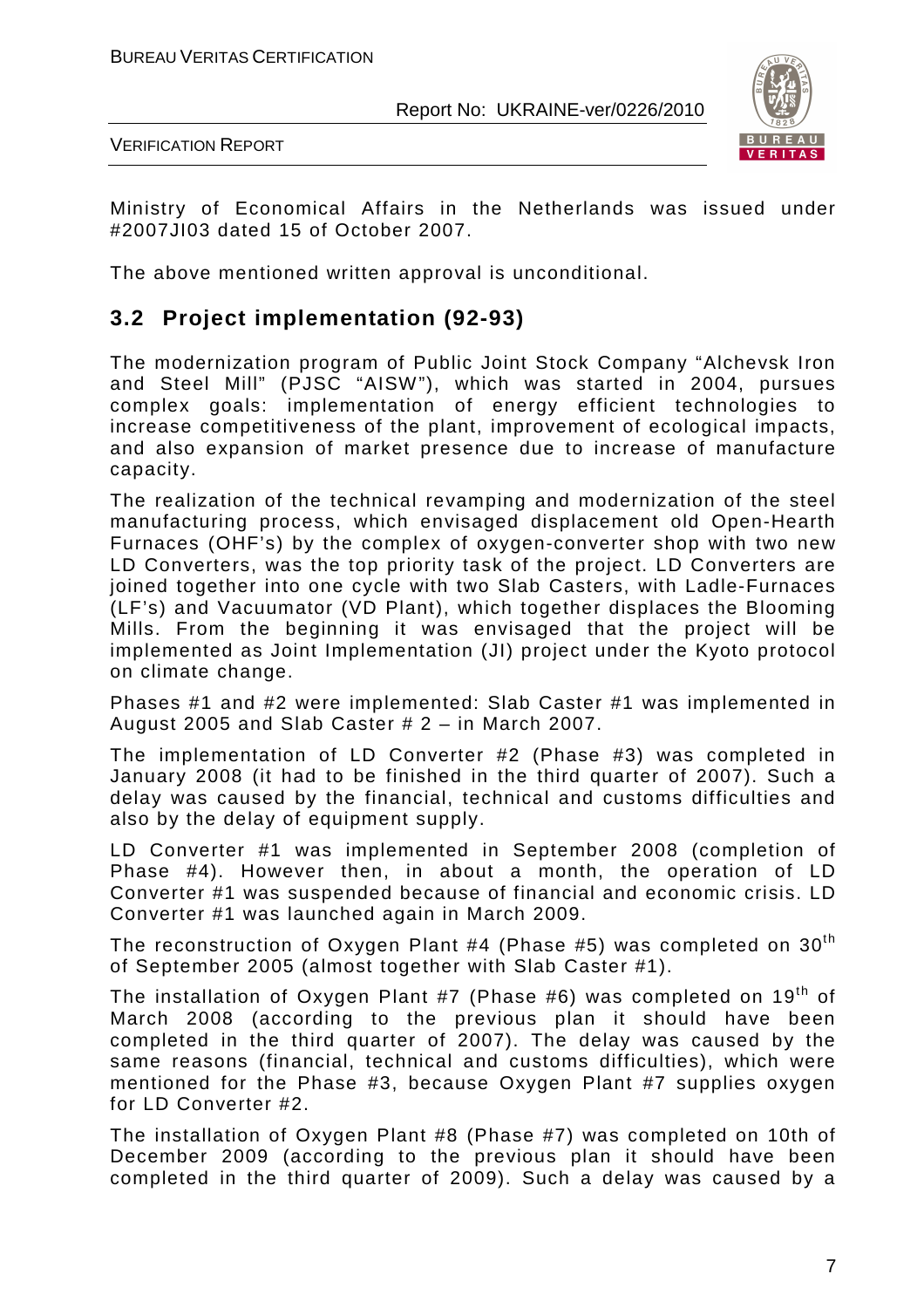Ministry of Economical Affairs in the Netherlands was issued under #2007JI03 dated 15 of October 2007.

The above mentioned written approval is unconditional.

## 3.2 Project implementation (92-93)

The modernization program of Public Joint Stock Company "Alchevsk Iron and Steel Mill" (PJSC "AISW"), which was started in 2004, pursues complex goals: implementation of energy efficient technologies to increase competitiveness of the plant, improvement of ecological impacts, and also expansion of market presence due to increase of manufacture capacity.

The realization of the technical revamping and modernization of the steel manufacturing process, which envisaged displacement old Open-Hearth Furnaces (OHF's) by the complex of oxygen-converter shop with two new LD Converters, was the top priority task of the project. LD Converters are joined together into one cycle with two Slab Casters, with Ladle-Furnaces (LF's) and Vacuumator (VD Plant), which together displaces the Blooming Mills. From the beginning it was envisaged that the project will be implemented as Joint Implementation (JI) project under the Kyoto protocol on climate change.

Phases #1 and #2 were implemented: Slab Caster #1 was implemented in August 2005 and Slab Caster # 2 – in March 2007.

The implementation of LD Converter #2 (Phase #3) was completed in January 2008 (it had to be finished in the third quarter of 2007). Such a delay was caused by the financial, technical and customs difficulties and also by the delay of equipment supply.

LD Converter #1 was implemented in September 2008 (completion of Phase #4). However then, in about a month, the operation of LD Converter #1 was suspended because of financial and economic crisis. LD Converter #1 was launched again in March 2009.

The reconstruction of Oxygen Plant #4 (Phase #5) was completed on 30th of September 2005 (almost together with Slab Caster #1).

The installation of Oxygen Plant #7 (Phase #6) was completed on 19th of March 2008 (according to the previous plan it should have been completed in the third quarter of 2007). The delay was caused by the same reasons (financial, technical and customs difficulties), which were mentioned for the Phase #3, because Oxygen Plant #7 supplies oxygen for LD Converter #2.

The installation of Oxygen Plant #8 (Phase #7) was completed on 10th of December 2009 (according to the previous plan it should have been completed in the third quarter of 2009). Such a delay was caused by a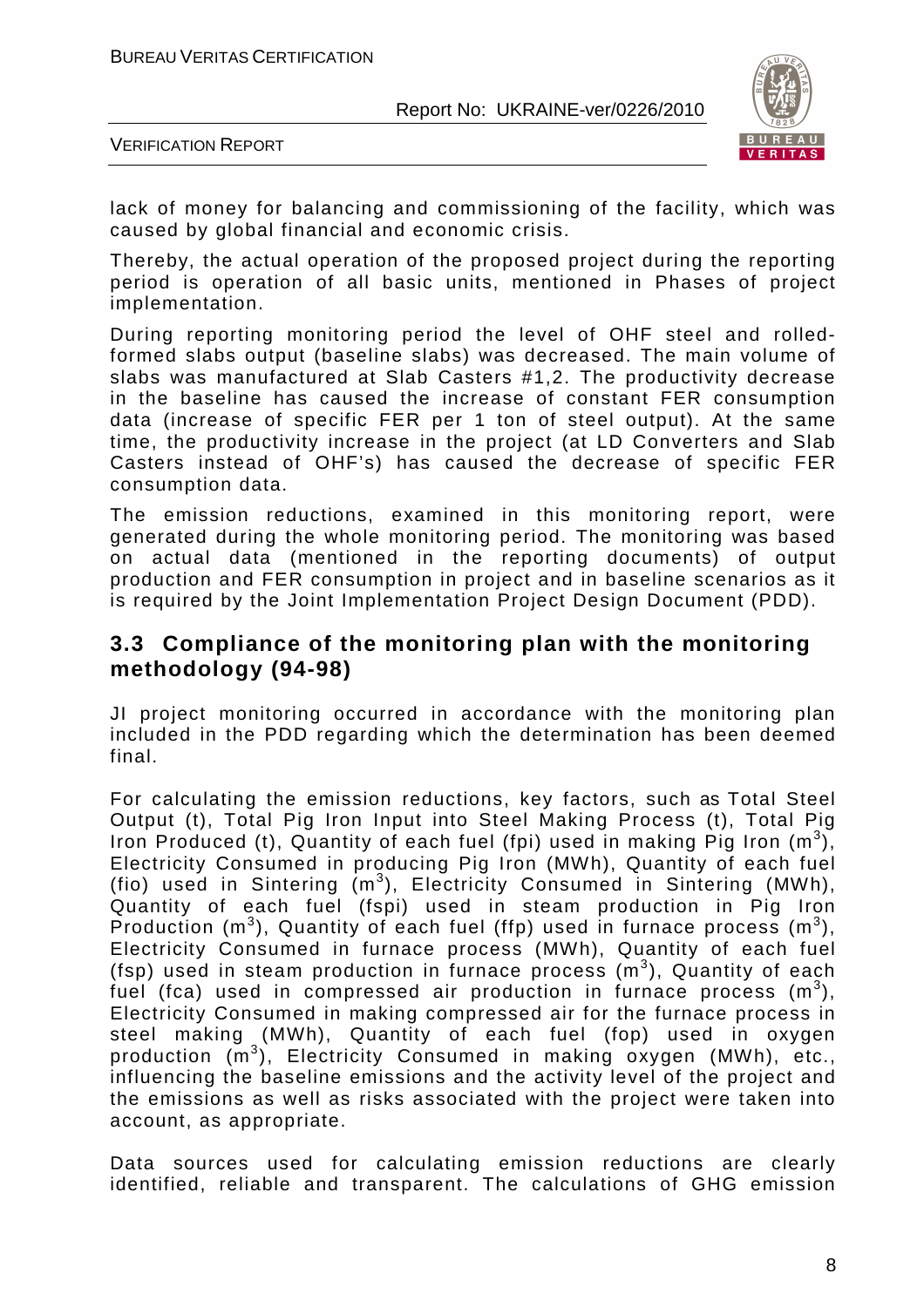lack of money for balancing and commissioning of the facility, which was caused by global financial and economic crisis.

Thereby, the actual operation of the proposed project during the reporting period is operation of all basic units, mentioned in Phases of project implementation.

During reporting monitoring period the level of OHF steel and rolled-formed slabs output (baseline slabs) was decreased. The main volume of slabs was manufactured at Slab Casters #1,2. The productivity decrease in the baseline has caused the increase of constant FER consumption data (increase of specific FER per 1 ton of steel output). At the same time, the productivity increase in the project (at LD Converters and Slab Casters instead of OHF's) has caused the decrease of specific FER consumption data.

The emission reductions, examined in this monitoring report, were generated during the whole monitoring period. The monitoring was based on actual data (mentioned in the reporting documents) of output production and FER consumption in project and in baseline scenarios as it is required by the Joint Implementation Project Design Document (PDD).

## 3.3 Compliance of the monitoring plan with the monitoring methodology (94-98)

JI project monitoring occurred in accordance with the monitoring plan included in the PDD regarding which the determination has been deemed final.

For calculating the emission reductions, key factors, such as Total Steel Output (t), Total Pig Iron Input into Steel Making Process (t), Total Pig Iron Produced (t), Quantity of each fuel (fpi) used in making Pig Iron ($m^3$), Electricity Consumed in producing Pig Iron (MWh), Quantity of each fuel (fio) used in Sintering ($m^3$), Electricity Consumed in Sintering (MWh), Quantity of each fuel (fspi) used in steam production in Pig Iron Production ($m^3$), Quantity of each fuel (ffp) used in furnace process ($m^3$), Electricity Consumed in furnace process (MWh), Quantity of each fuel (fsp) used in steam production in furnace process ($m^3$), Quantity of each fuel (fca) used in compressed air production in furnace process ($m^3$), Electricity Consumed in making compressed air for the furnace process in steel making (MWh), Quantity of each fuel (fop) used in oxygen production ($m^3$), Electricity Consumed in making oxygen (MWh), etc., influencing the baseline emissions and the activity level of the project and the emissions as well as risks associated with the project were taken into account, as appropriate.

Data sources used for calculating emission reductions are clearly identified, reliable and transparent. The calculations of GHG emission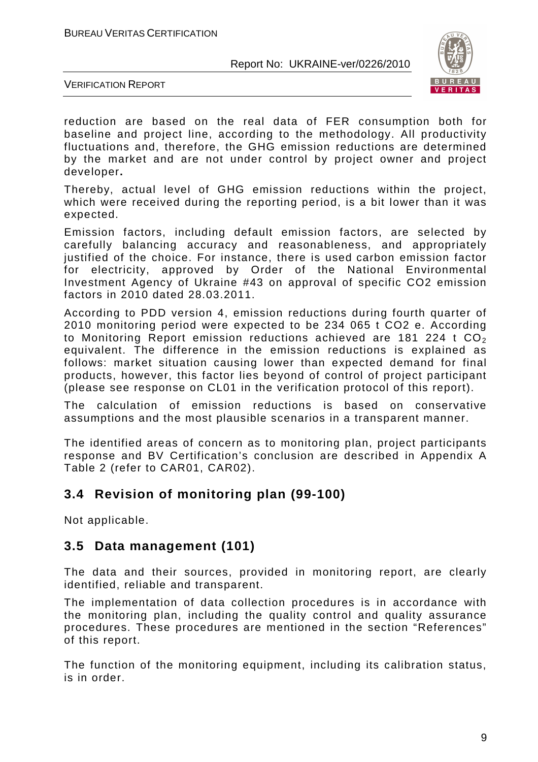reduction are based on the real data of FER consumption both for baseline and project line, according to the methodology. All productivity fluctuations and, therefore, the GHG emission reductions are determined by the market and are not under control by project owner and project developer**.**

Thereby, actual level of GHG emission reductions within the project, which were received during the reporting period, is a bit lower than it was expected.

Emission factors, including default emission factors, are selected by carefully balancing accuracy and reasonableness, and appropriately justified of the choice. For instance, there is used carbon emission factor for electricity, approved by Order of the National Environmental Investment Agency of Ukraine #43 on approval of specific CO2 emission factors in 2010 dated 28.03.2011.

According to PDD version 4, emission reductions during fourth quarter of 2010 monitoring period were expected to be 234 065 t CO2 e. According to Monitoring Report emission reductions achieved are 181 224 t $CO_2$ equivalent. The difference in the emission reductions is explained as follows: market situation causing lower than expected demand for final products, however, this factor lies beyond of control of project participant (please see response on CL01 in the verification protocol of this report).

The calculation of emission reductions is based on conservative assumptions and the most plausible scenarios in a transparent manner.

The identified areas of concern as to monitoring plan, project participants response and BV Certification's conclusion are described in Appendix A Table 2 (refer to CAR01, CAR02).

## 3.4 Revision of monitoring plan (99-100)

Not applicable.

## 3.5 Data management (101)

The data and their sources, provided in monitoring report, are clearly identified, reliable and transparent.

The implementation of data collection procedures is in accordance with the monitoring plan, including the quality control and quality assurance procedures. These procedures are mentioned in the section "References" of this report.

The function of the monitoring equipment, including its calibration status, is in order.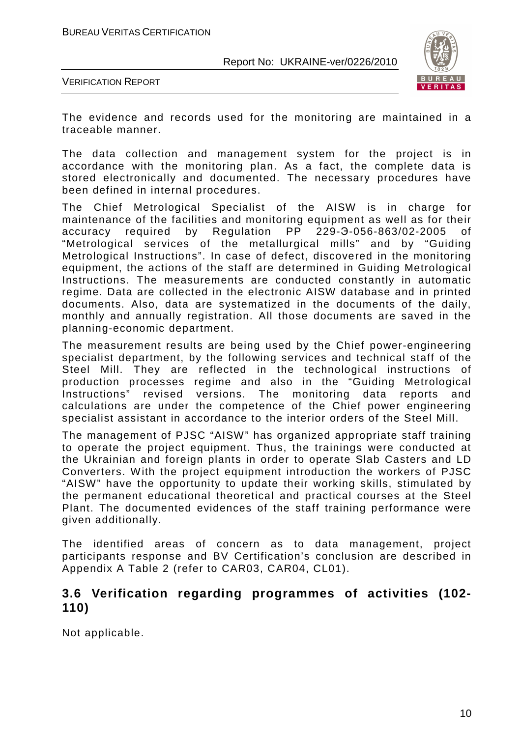The evidence and records used for the monitoring are maintained in a traceable manner.

The data collection and management system for the project is in accordance with the monitoring plan. As a fact, the complete data is stored electronically and documented. The necessary procedures have been defined in internal procedures.

The Chief Metrological Specialist of the AISW is in charge for maintenance of the facilities and monitoring equipment as well as for their accuracy required by Regulation PP 229-Э-056-863/02-2005 of "Metrological services of the metallurgical mills" and by "Guiding Metrological Instructions". In case of defect, discovered in the monitoring equipment, the actions of the staff are determined in Guiding Metrological Instructions. The measurements are conducted constantly in automatic regime. Data are collected in the electronic AISW database and in printed documents. Also, data are systematized in the documents of the daily, monthly and annually registration. All those documents are saved in the planning-economic department.

The measurement results are being used by the Chief power-engineering specialist department, by the following services and technical staff of the Steel Mill. They are reflected in the technological instructions of production processes regime and also in the "Guiding Metrological Instructions" revised versions. The monitoring data reports and calculations are under the competence of the Chief power engineering specialist assistant in accordance to the interior orders of the Steel Mill.

The management of PJSC "AISW" has organized appropriate staff training to operate the project equipment. Thus, the trainings were conducted at the Ukrainian and foreign plants in order to operate Slab Casters and LD Converters. With the project equipment introduction the workers of PJSC "AISW" have the opportunity to update their working skills, stimulated by the permanent educational theoretical and practical courses at the Steel Plant. The documented evidences of the staff training performance were given additionally.

The identified areas of concern as to data management, project participants response and BV Certification's conclusion are described in Appendix A Table 2 (refer to CAR03, CAR04, CL01).

## 3.6 Verification regarding programmes of activities (102-110)

Not applicable.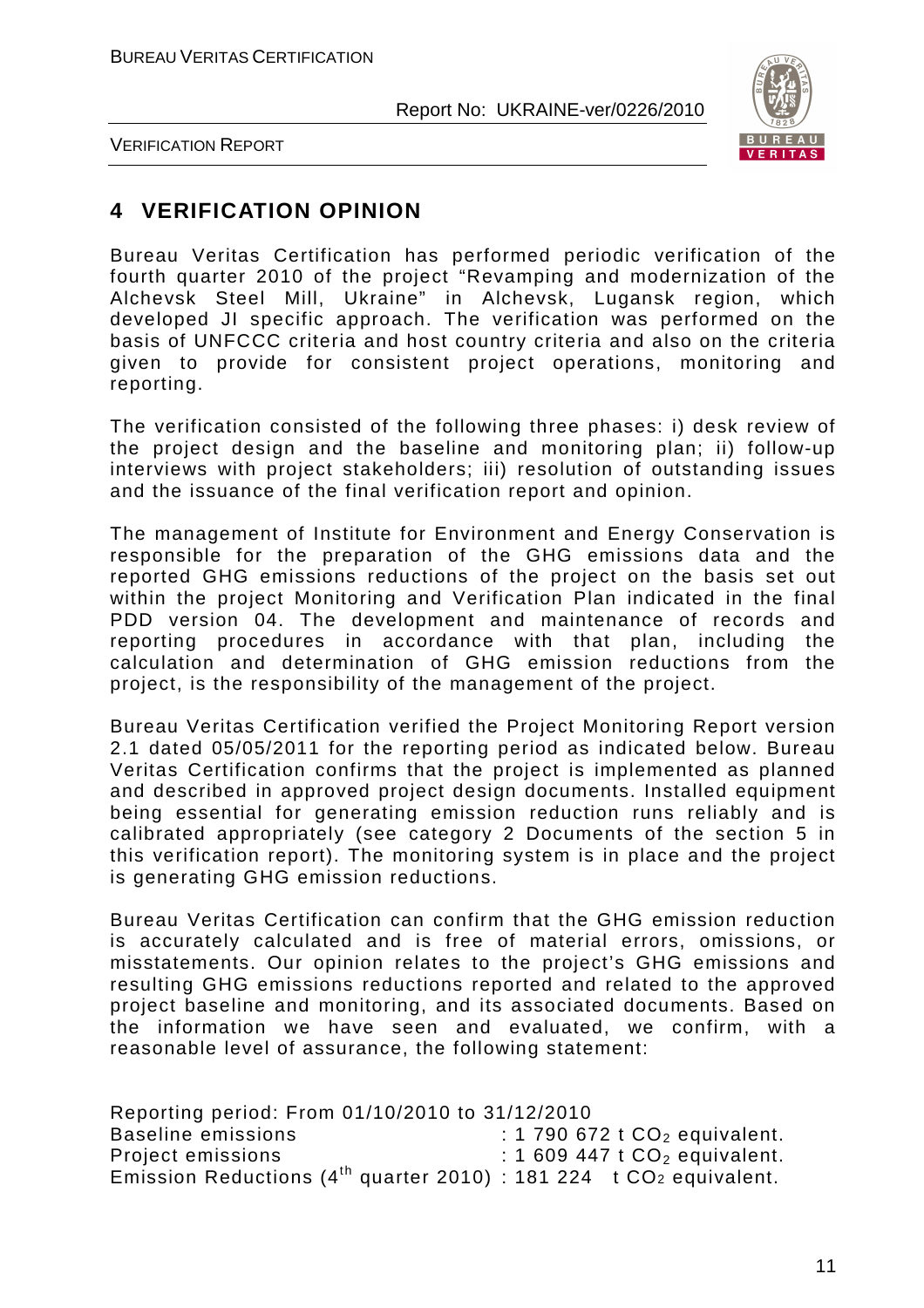## 4 VERIFICATION OPINION

Bureau Veritas Certification has performed periodic verification of the fourth quarter 2010 of the project "Revamping and modernization of the Alchevsk Steel Mill, Ukraine" in Alchevsk, Lugansk region, which developed JI specific approach. The verification was performed on the basis of UNFCCC criteria and host country criteria and also on the criteria given to provide for consistent project operations, monitoring and reporting.

The verification consisted of the following three phases: i) desk review of the project design and the baseline and monitoring plan; ii) follow-up interviews with project stakeholders; iii) resolution of outstanding issues and the issuance of the final verification report and opinion.

The management of Institute for Environment and Energy Conservation is responsible for the preparation of the GHG emissions data and the reported GHG emissions reductions of the project on the basis set out within the project Monitoring and Verification Plan indicated in the final PDD version 04. The development and maintenance of records and reporting procedures in accordance with that plan, including the calculation and determination of GHG emission reductions from the project, is the responsibility of the management of the project.

Bureau Veritas Certification verified the Project Monitoring Report version 2.1 dated 05/05/2011 for the reporting period as indicated below. Bureau Veritas Certification confirms that the project is implemented as planned and described in approved project design documents. Installed equipment being essential for generating emission reduction runs reliably and is calibrated appropriately (see category 2 Documents of the section 5 in this verification report). The monitoring system is in place and the project is generating GHG emission reductions.

Bureau Veritas Certification can confirm that the GHG emission reduction is accurately calculated and is free of material errors, omissions, or misstatements. Our opinion relates to the project's GHG emissions and resulting GHG emissions reductions reported and related to the approved project baseline and monitoring, and its associated documents. Based on the information we have seen and evaluated, we confirm, with a reasonable level of assurance, the following statement:

Reporting period: From 01/10/2010 to 31/12/2010
Baseline emissions : 1 790 672 t $CO_2$ equivalent.
Project emissions : 1 609 447 t $CO_2$ equivalent.
Emission Reductions (4$^{th}$ quarter 2010) : 181 224 t $CO_2$ equivalent.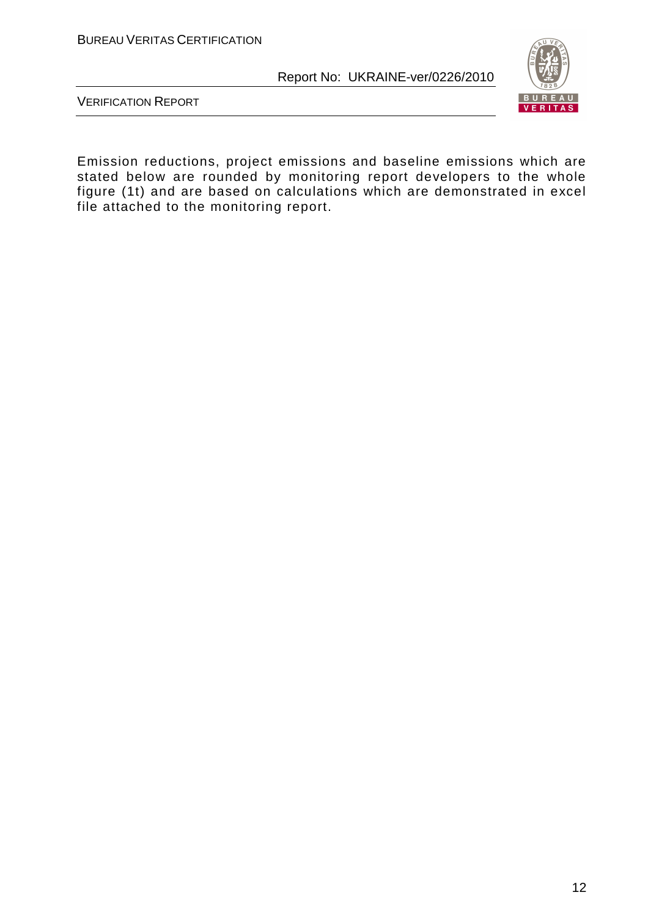Emission reductions, project emissions and baseline emissions which are stated below are rounded by monitoring report developers to the whole figure (1t) and are based on calculations which are demonstrated in excel file attached to the monitoring report.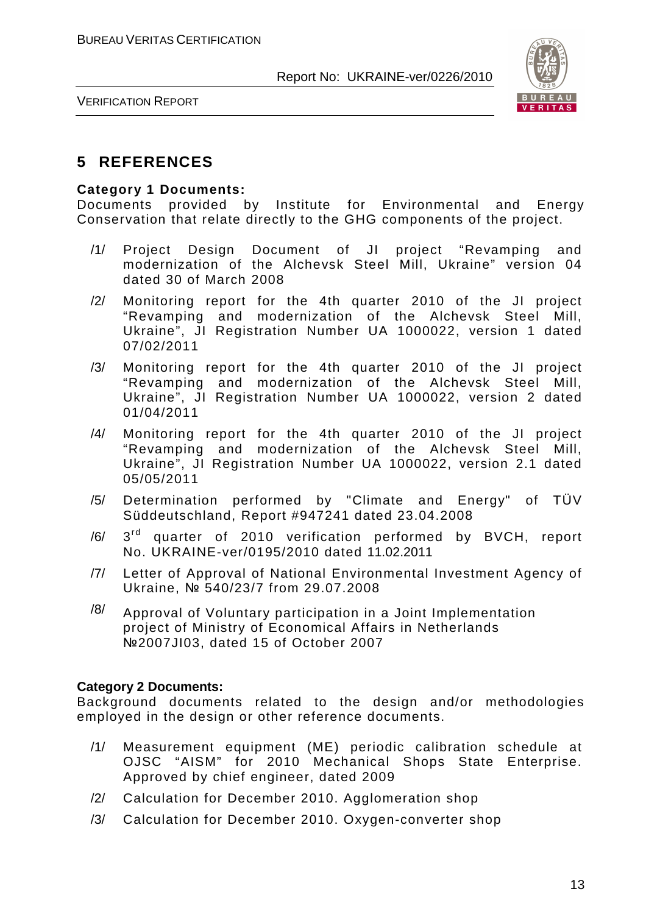## 5 REFERENCES

**Category 1 Documents:**
Documents provided by Institute for Environmental and Energy Conservation that relate directly to the GHG components of the project.

/1/ Project Design Document of JI project "Revamping and modernization of the Alchevsk Steel Mill, Ukraine" version 04 dated 30 of March 2008

/2/ Monitoring report for the 4th quarter 2010 of the JI project "Revamping and modernization of the Alchevsk Steel Mill, Ukraine", JI Registration Number UA 1000022, version 1 dated 07/02/2011

/3/ Monitoring report for the 4th quarter 2010 of the JI project "Revamping and modernization of the Alchevsk Steel Mill, Ukraine", JI Registration Number UA 1000022, version 2 dated 01/04/2011

/4/ Monitoring report for the 4th quarter 2010 of the JI project "Revamping and modernization of the Alchevsk Steel Mill, Ukraine", JI Registration Number UA 1000022, version 2.1 dated 05/05/2011

/5/ Determination performed by "Climate and Energy" of TÜV Süddeutschland, Report #947241 dated 23.04.2008

/6/ 3rd quarter of 2010 verification performed by BVCH, report No. UKRAINE-ver/0195/2010 dated 11.02.2011

/7/ Letter of Approval of National Environmental Investment Agency of Ukraine, № 540/23/7 from 29.07.2008

/8/ Approval of Voluntary participation in a Joint Implementation project of Ministry of Economical Affairs in Netherlands №2007JI03, dated 15 of October 2007

**Category 2 Documents:**
Background documents related to the design and/or methodologies employed in the design or other reference documents.

/1/ Measurement equipment (ME) periodic calibration schedule at OJSC "AISM" for 2010 Mechanical Shops State Enterprise. Approved by chief engineer, dated 2009

/2/ Calculation for December 2010. Agglomeration shop

/3/ Calculation for December 2010. Oxygen-converter shop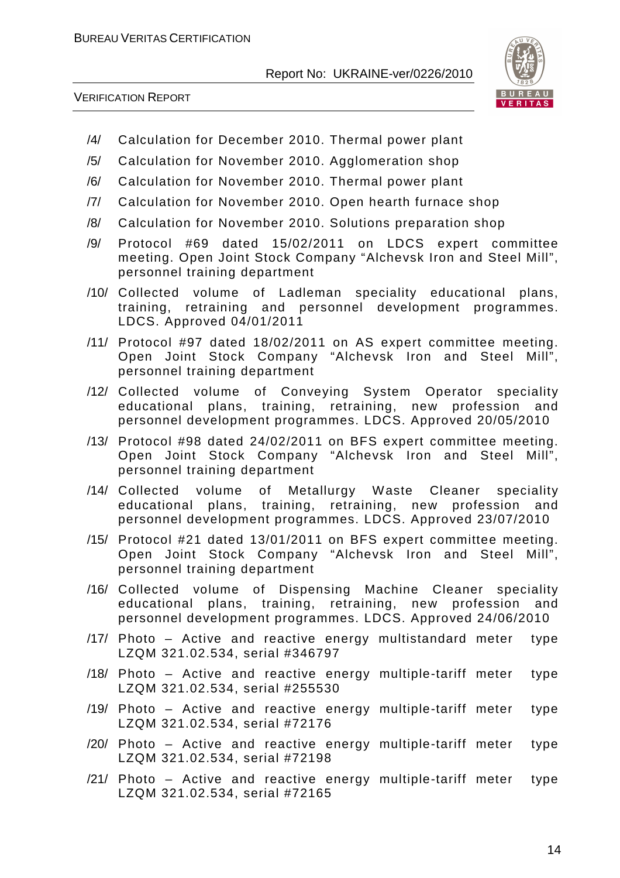/4/ Calculation for December 2010. Thermal power plant

/5/ Calculation for November 2010. Agglomeration shop

/6/ Calculation for November 2010. Thermal power plant

/7/ Calculation for November 2010. Open hearth furnace shop

/8/ Calculation for November 2010. Solutions preparation shop

/9/ Protocol #69 dated 15/02/2011 on LDCS expert committee meeting. Open Joint Stock Company "Alchevsk Iron and Steel Mill", personnel training department

/10/ Collected volume of Ladleman speciality educational plans, training, retraining and personnel development programmes. LDCS. Approved 04/01/2011

/11/ Protocol #97 dated 18/02/2011 on AS expert committee meeting. Open Joint Stock Company "Alchevsk Iron and Steel Mill", personnel training department

/12/ Collected volume of Conveying System Operator speciality educational plans, training, retraining, new profession and personnel development programmes. LDCS. Approved 20/05/2010

/13/ Protocol #98 dated 24/02/2011 on BFS expert committee meeting. Open Joint Stock Company "Alchevsk Iron and Steel Mill", personnel training department

/14/ Collected volume of Metallurgy Waste Cleaner speciality educational plans, training, retraining, new profession and personnel development programmes. LDCS. Approved 23/07/2010

/15/ Protocol #21 dated 13/01/2011 on BFS expert committee meeting. Open Joint Stock Company "Alchevsk Iron and Steel Mill", personnel training department

/16/ Collected volume of Dispensing Machine Cleaner speciality educational plans, training, retraining, new profession and personnel development programmes. LDCS. Approved 24/06/2010

/17/ Photo – Active and reactive energy multistandard meter type LZQM 321.02.534, serial #346797

/18/ Photo – Active and reactive energy multiple-tariff meter type LZQM 321.02.534, serial #255530

/19/ Photo – Active and reactive energy multiple-tariff meter type LZQM 321.02.534, serial #72176

/20/ Photo – Active and reactive energy multiple-tariff meter type LZQM 321.02.534, serial #72198

/21/ Photo – Active and reactive energy multiple-tariff meter type LZQM 321.02.534, serial #72165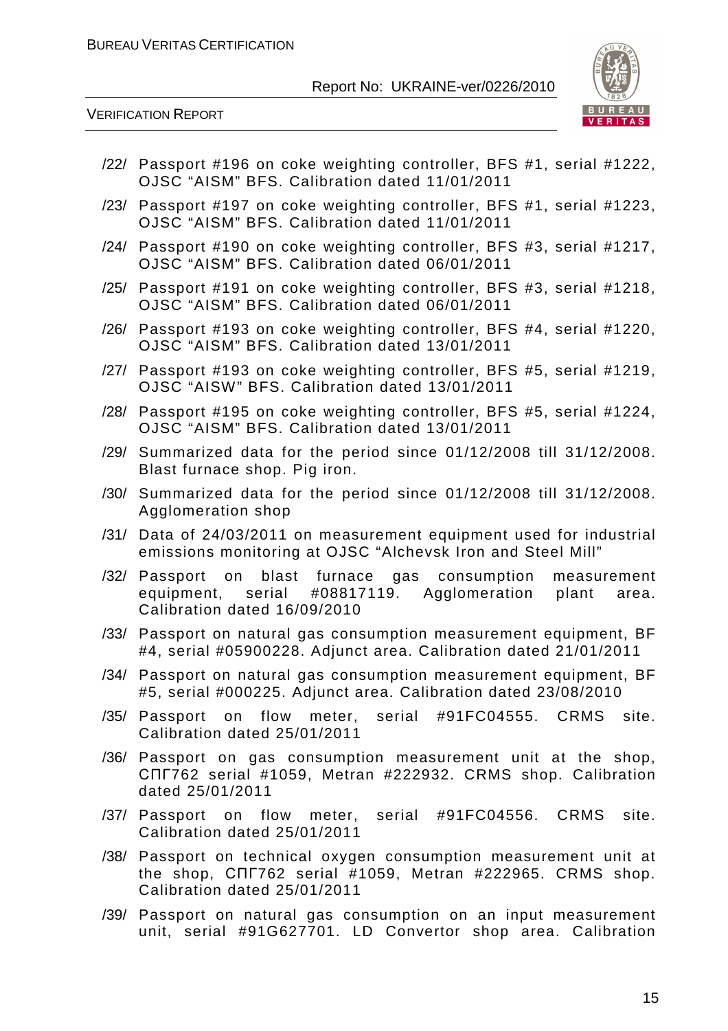/22/ Passport #196 on coke weighting controller, BFS #1, serial #1222, OJSC “AISM” BFS. Calibration dated 11/01/2011

/23/ Passport #197 on coke weighting controller, BFS #1, serial #1223, OJSC “AISM” BFS. Calibration dated 11/01/2011

/24/ Passport #190 on coke weighting controller, BFS #3, serial #1217, OJSC “AISM” BFS. Calibration dated 06/01/2011

/25/ Passport #191 on coke weighting controller, BFS #3, serial #1218, OJSC “AISM” BFS. Calibration dated 06/01/2011

/26/ Passport #193 on coke weighting controller, BFS #4, serial #1220, OJSC “AISM” BFS. Calibration dated 13/01/2011

/27/ Passport #193 on coke weighting controller, BFS #5, serial #1219, OJSC “AISW” BFS. Calibration dated 13/01/2011

/28/ Passport #195 on coke weighting controller, BFS #5, serial #1224, OJSC “AISM” BFS. Calibration dated 13/01/2011

/29/ Summarized data for the period since 01/12/2008 till 31/12/2008. Blast furnace shop. Pig iron.

/30/ Summarized data for the period since 01/12/2008 till 31/12/2008. Agglomeration shop

/31/ Data of 24/03/2011 on measurement equipment used for industrial emissions monitoring at OJSC “Alchevsk Iron and Steel Mill”

/32/ Passport on blast furnace gas consumption measurement equipment, serial #08817119. Agglomeration plant area. Calibration dated 16/09/2010

/33/ Passport on natural gas consumption measurement equipment, BF #4, serial #05900228. Adjunct area. Calibration dated 21/01/2011

/34/ Passport on natural gas consumption measurement equipment, BF #5, serial #000225. Adjunct area. Calibration dated 23/08/2010

/35/ Passport on flow meter, serial #91FC04555. CRMS site. Calibration dated 25/01/2011

/36/ Passport on gas consumption measurement unit at the shop, СПГ762 serial #1059, Metran #222932. CRMS shop. Calibration dated 25/01/2011

/37/ Passport on flow meter, serial #91FC04556. CRMS site. Calibration dated 25/01/2011

/38/ Passport on technical oxygen consumption measurement unit at the shop, СПГ762 serial #1059, Metran #222965. CRMS shop. Calibration dated 25/01/2011

/39/ Passport on natural gas consumption on an input measurement unit, serial #91G627701. LD Convertor shop area. Calibration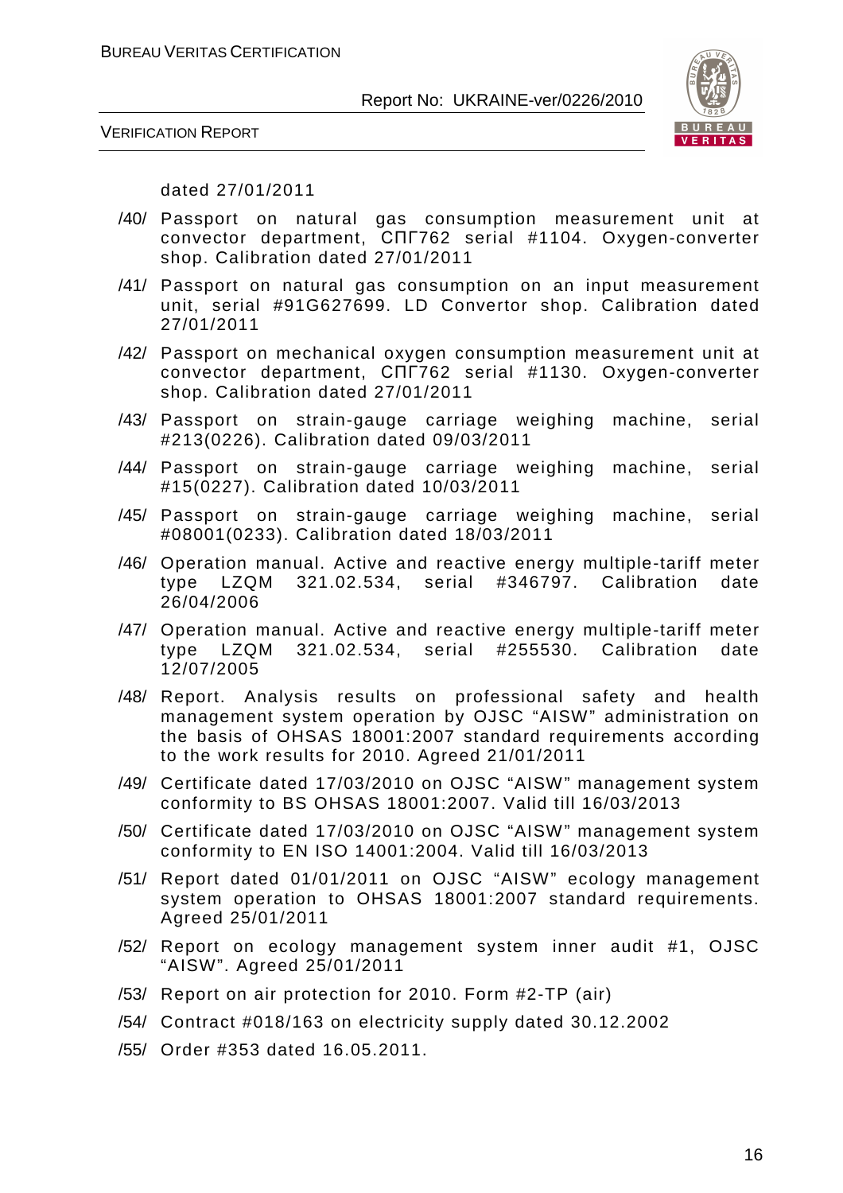dated 27/01/2011

/40/ Passport on natural gas consumption measurement unit at convector department, СПГ762 serial #1104. Oxygen-converter shop. Calibration dated 27/01/2011

/41/ Passport on natural gas consumption on an input measurement unit, serial #91G627699. LD Convertor shop. Calibration dated 27/01/2011

/42/ Passport on mechanical oxygen consumption measurement unit at convector department, СПГ762 serial #1130. Oxygen-converter shop. Calibration dated 27/01/2011

/43/ Passport on strain-gauge carriage weighing machine, serial #213(0226). Calibration dated 09/03/2011

/44/ Passport on strain-gauge carriage weighing machine, serial #15(0227). Calibration dated 10/03/2011

/45/ Passport on strain-gauge carriage weighing machine, serial #08001(0233). Calibration dated 18/03/2011

/46/ Operation manual. Active and reactive energy multiple-tariff meter type LZQM 321.02.534, serial #346797. Calibration date 26/04/2006

/47/ Operation manual. Active and reactive energy multiple-tariff meter type LZQM 321.02.534, serial #255530. Calibration date 12/07/2005

/48/ Report. Analysis results on professional safety and health management system operation by OJSC "AISW" administration on the basis of OHSAS 18001:2007 standard requirements according to the work results for 2010. Agreed 21/01/2011

/49/ Certificate dated 17/03/2010 on OJSC "AISW" management system conformity to BS OHSAS 18001:2007. Valid till 16/03/2013

/50/ Certificate dated 17/03/2010 on OJSC "AISW" management system conformity to EN ISO 14001:2004. Valid till 16/03/2013

/51/ Report dated 01/01/2011 on OJSC "AISW" ecology management system operation to OHSAS 18001:2007 standard requirements. Agreed 25/01/2011

/52/ Report on ecology management system inner audit #1, OJSC "AISW". Agreed 25/01/2011

/53/ Report on air protection for 2010. Form #2-TP (air)

/54/ Contract #018/163 on electricity supply dated 30.12.2002

/55/ Order #353 dated 16.05.2011.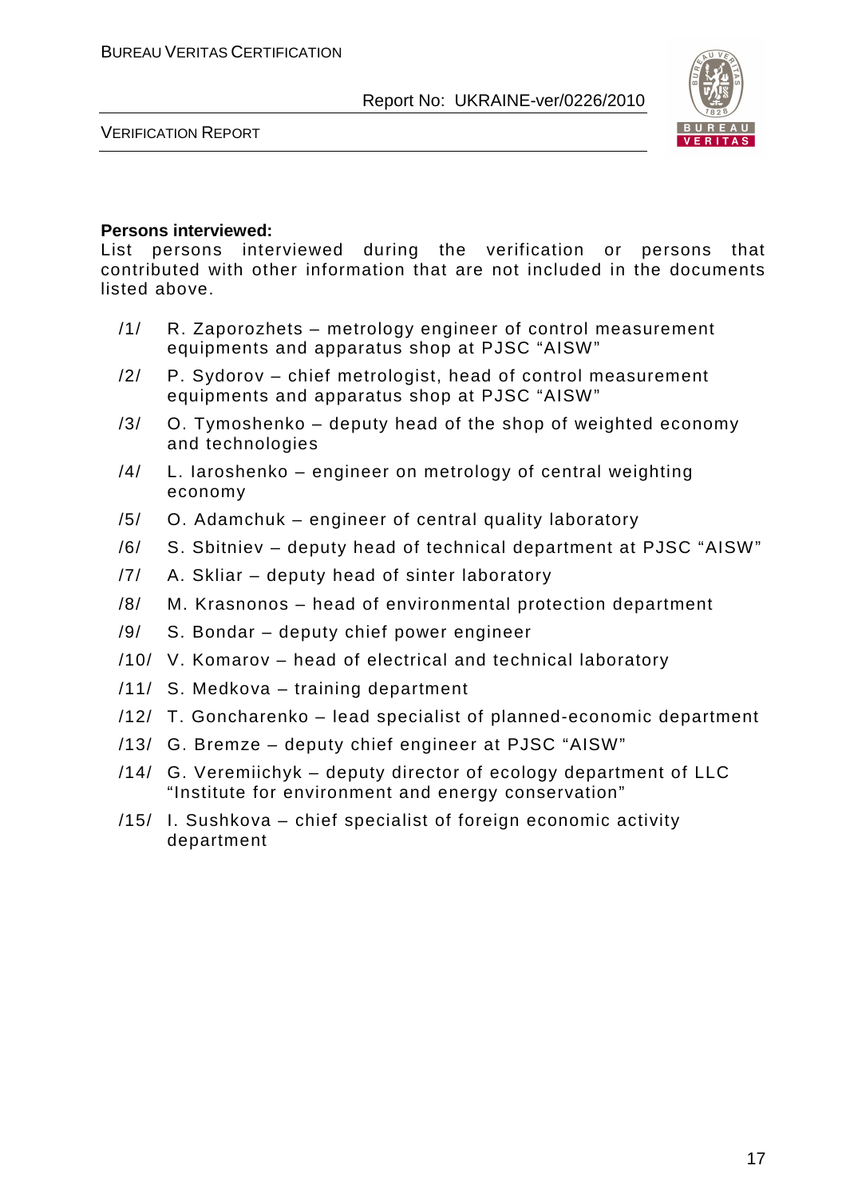**Persons interviewed:**

List persons interviewed during the verification or persons that contributed with other information that are not included in the documents listed above.

/1/ R. Zaporozhets – metrology engineer of control measurement equipments and apparatus shop at PJSC "AISW"

/2/ P. Sydorov – chief metrologist, head of control measurement equipments and apparatus shop at PJSC "AISW"

/3/ O. Tymoshenko – deputy head of the shop of weighted economy and technologies

/4/ L. Iaroshenko – engineer on metrology of central weighting economy

/5/ O. Adamchuk – engineer of central quality laboratory

/6/ S. Sbitniev – deputy head of technical department at PJSC "AISW"

/7/ A. Skliar – deputy head of sinter laboratory

/8/ M. Krasnonos – head of environmental protection department

/9/ S. Bondar – deputy chief power engineer

/10/ V. Komarov – head of electrical and technical laboratory

/11/ S. Medkova – training department

/12/ T. Goncharenko – lead specialist of planned-economic department

/13/ G. Bremze – deputy chief engineer at PJSC "AISW"

/14/ G. Veremiichyk – deputy director of ecology department of LLC "Institute for environment and energy conservation"

/15/ I. Sushkova – chief specialist of foreign economic activity department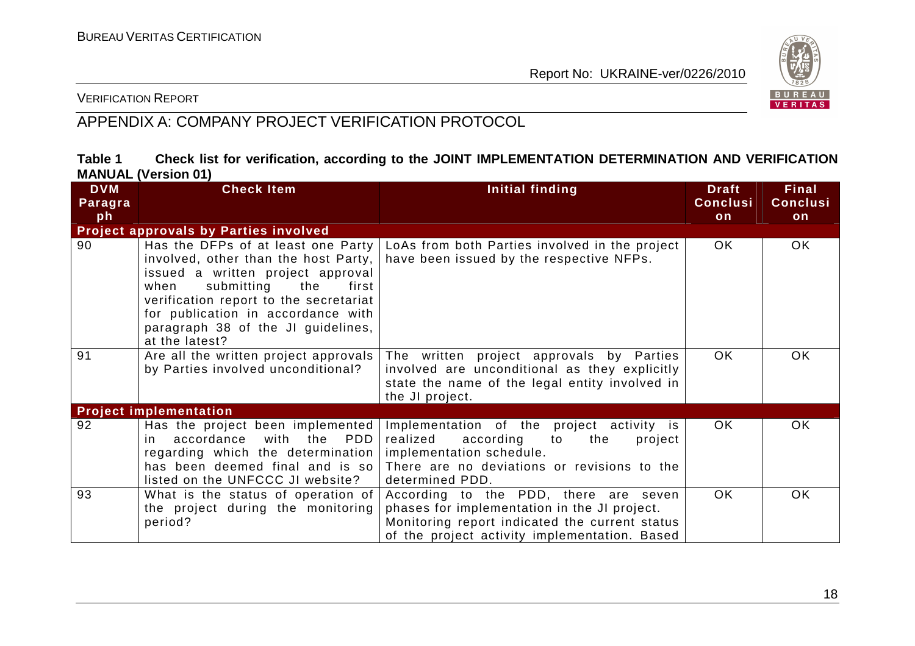## APPENDIX A: COMPANY PROJECT VERIFICATION PROTOCOL

**Table 1 Check list for verification, according to the JOINT IMPLEMENTATION DETERMINATION AND VERIFICATION MANUAL (Version 01)**

| DVM Paragraph | Check Item | Initial finding | Draft Conclusion | Final Conclusion |
|---|---|---|---|---|
| **Project approvals by Parties involved** | | | | |
| 90 | Has the DFPs of at least one Party involved, other than the host Party, issued a written project approval when submitting the first verification report to the secretariat for publication in accordance with paragraph 38 of the JI guidelines, at the latest? | LoAs from both Parties involved in the project have been issued by the respective NFPs. | OK | OK |
| 91 | Are all the written project approvals by Parties involved unconditional? | The written project approvals by Parties involved are unconditional as they explicitly state the name of the legal entity involved in the JI project. | OK | OK |
| **Project implementation** | | | | |
| 92 | Has the project been implemented in accordance with the PDD regarding which the determination has been deemed final and is so listed on the UNFCCC JI website? | Implementation of the project activity is realized according to the project implementation schedule. There are no deviations or revisions to the determined PDD. | OK | OK |
| 93 | What is the status of operation of the project during the monitoring period? | According to the PDD, there are seven phases for implementation in the JI project. Monitoring report indicated the current status of the project activity implementation. Based | OK | OK |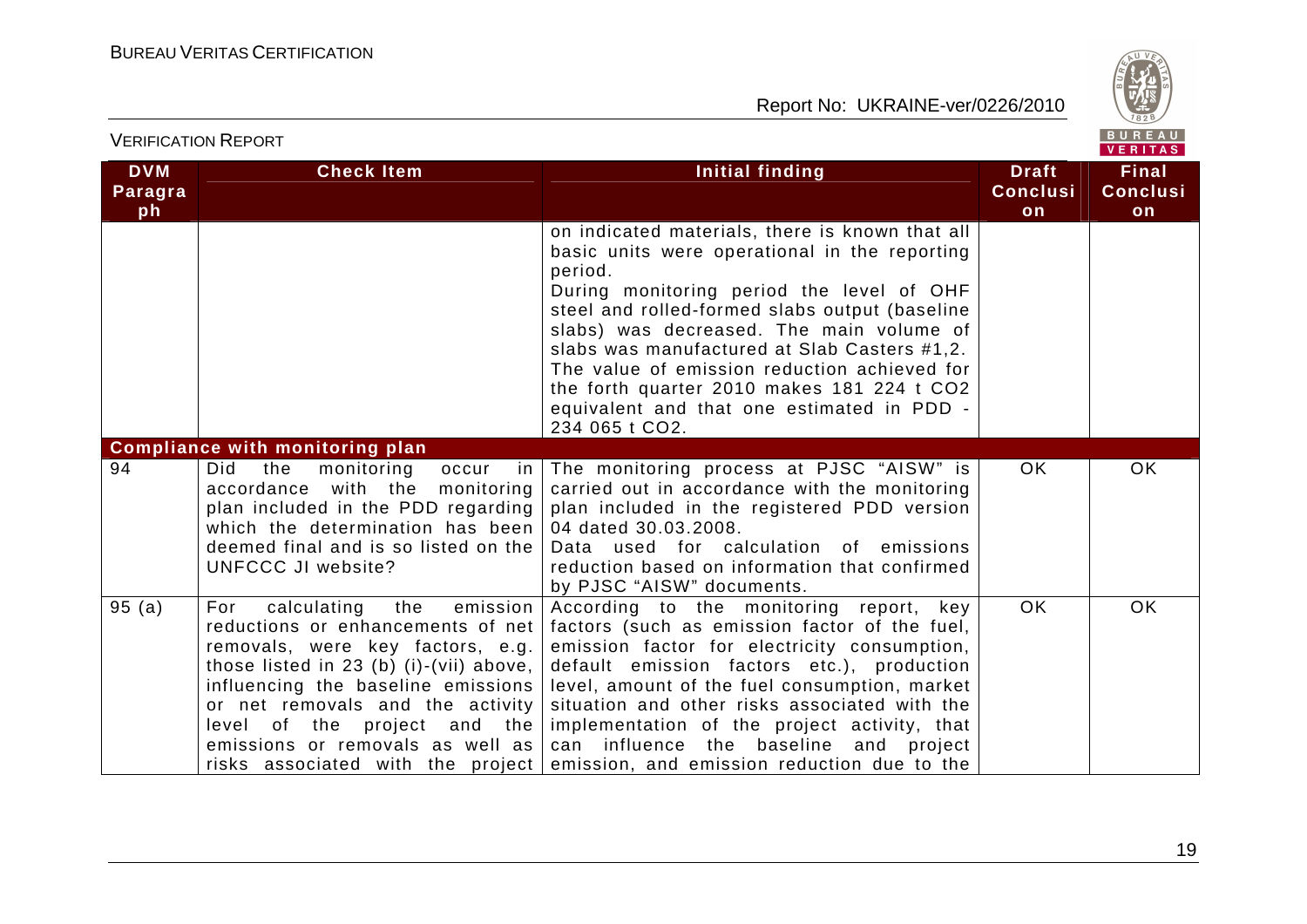| DVM Paragraph | Check Item | Initial finding | Draft Conclusion | Final Conclusion |
|---|---|---|---|---|
| | | on indicated materials, there is known that all basic units were operational in the reporting period. During monitoring period the level of OHF steel and rolled-formed slabs output (baseline slabs) was decreased. The main volume of slabs was manufactured at Slab Casters #1,2. The value of emission reduction achieved for the forth quarter 2010 makes 181 224 t $CO_2$ equivalent and that one estimated in PDD - 234 065 t $CO_2$. | | |
| **Compliance with monitoring plan** | | | | |
| 94 | Did the monitoring occur in accordance with the monitoring plan included in the PDD regarding which the determination has been deemed final and is so listed on the UNFCCC JI website? | The monitoring process at PJSC "AISW" is carried out in accordance with the monitoring plan included in the registered PDD version 04 dated 30.03.2008. Data used for calculation of emissions reduction based on information that confirmed by PJSC "AISW" documents. | OK | OK |
| 95 (a) | For calculating the emission reductions or enhancements of net removals, were key factors, e.g. those listed in 23 (b) (i)-(vii) above, influencing the baseline emissions or net removals and the activity level of the project and the emissions or removals as well as risks associated with the project | According to the monitoring report, key factors (such as emission factor of the fuel, emission factor for electricity consumption, default emission factors etc.), production level, amount of the fuel consumption, market situation and other risks associated with the implementation of the project activity, that can influence the baseline and project emission, and emission reduction due to the | OK | OK |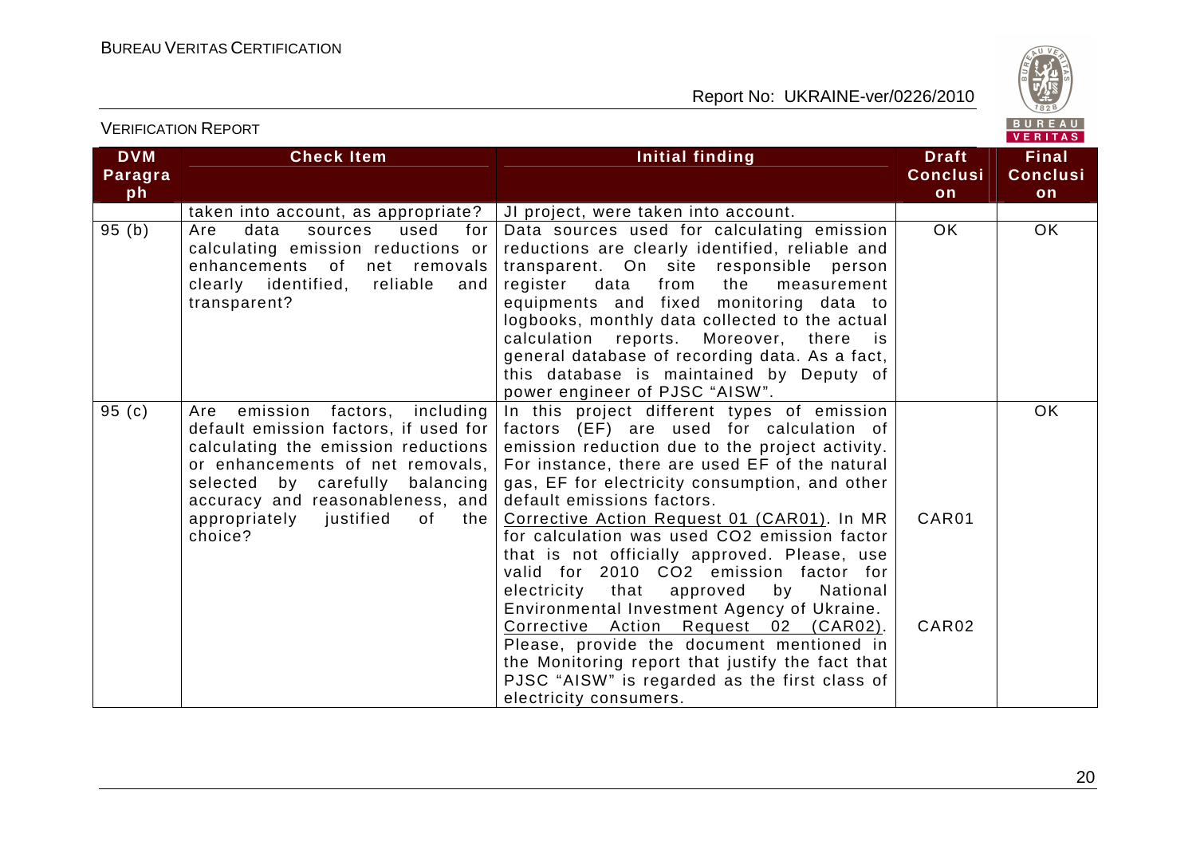| DVM Paragraph | Check Item | Initial finding | Draft Conclusion | Final Conclusion |
|---|---|---|---|---|
| | taken into account, as appropriate? | JI project, were taken into account. | | |
| 95 (b) | Are data sources used for calculating emission reductions or enhancements of net removals clearly identified, reliable and transparent? | Data sources used for calculating emission reductions are clearly identified, reliable and transparent. On site responsible person register data from the measurement equipments and fixed monitoring data to logbooks, monthly data collected to the actual calculation reports. Moreover, there is general database of recording data. As a fact, this database is maintained by Deputy of power engineer of PJSC "AISW". | OK | OK |
| 95 (c) | Are emission factors, including default emission factors, if used for calculating the emission reductions or enhancements of net removals, selected by carefully balancing accuracy and reasonableness, and appropriately justified of the choice? | In this project different types of emission factors (EF) are used for calculation of emission reduction due to the project activity. For instance, there are used EF of the natural gas, EF for electricity consumption, and other default emissions factors.<br>Corrective Action Request 01 (CAR01). In MR for calculation was used CO2 emission factor that is not officially approved. Please, use valid for 2010 CO2 emission factor for electricity that approved by National Environmental Investment Agency of Ukraine.<br>Corrective Action Request 02 (CAR02). Please, provide the document mentioned in the Monitoring report that justify the fact that PJSC "AISW" is regarded as the first class of electricity consumers. | CAR01<br><br>CAR02 | OK |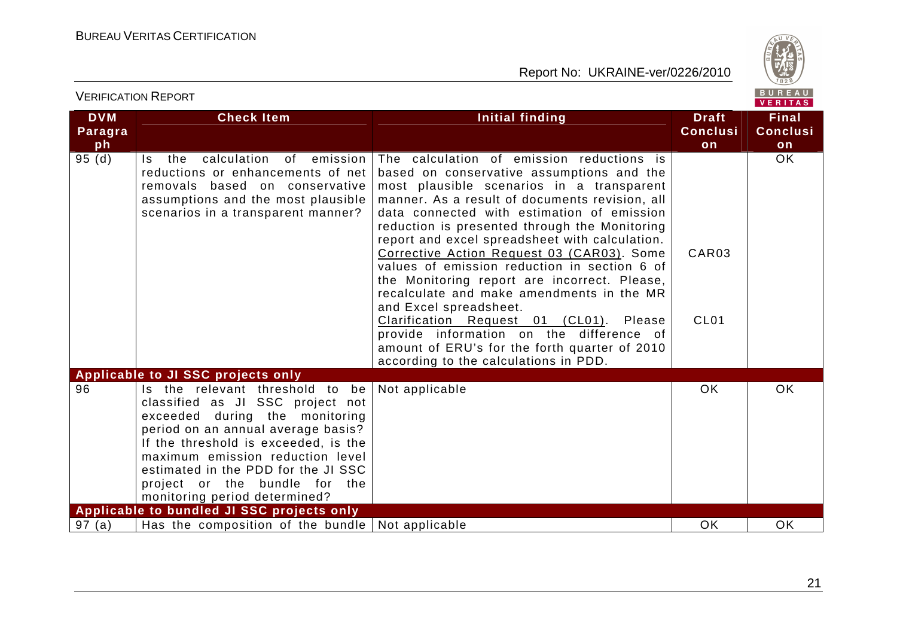| DVM Paragraph | Check Item | Initial finding | Draft Conclusion | Final Conclusion |
|---|---|---|---|---|
| 95 (d) | Is the calculation of emission reductions or enhancements of net removals based on conservative assumptions and the most plausible scenarios in a transparent manner? | The calculation of emission reductions is based on conservative assumptions and the most plausible scenarios in a transparent manner. As a result of documents revision, all data connected with estimation of emission reduction is presented through the Monitoring report and excel spreadsheet with calculation.<br>Corrective Action Request 03 (CAR03). Some values of emission reduction in section 6 of the Monitoring report are incorrect. Please, recalculate and make amendments in the MR and Excel spreadsheet.<br>Clarification Request 01 (CL01). Please provide information on the difference of amount of ERU's for the forth quarter of 2010 according to the calculations in PDD. | CAR03<br><br>CL01 | OK |
| **Applicable to JI SSC projects only** | | | | |
| 96 | Is the relevant threshold to be classified as JI SSC project not exceeded during the monitoring period on an annual average basis? If the threshold is exceeded, is the maximum emission reduction level estimated in the PDD for the JI SSC project or the bundle for the monitoring period determined? | Not applicable | OK | OK |
| **Applicable to bundled JI SSC projects only** | | | | |
| 97 (a) | Has the composition of the bundle | Not applicable | OK | OK |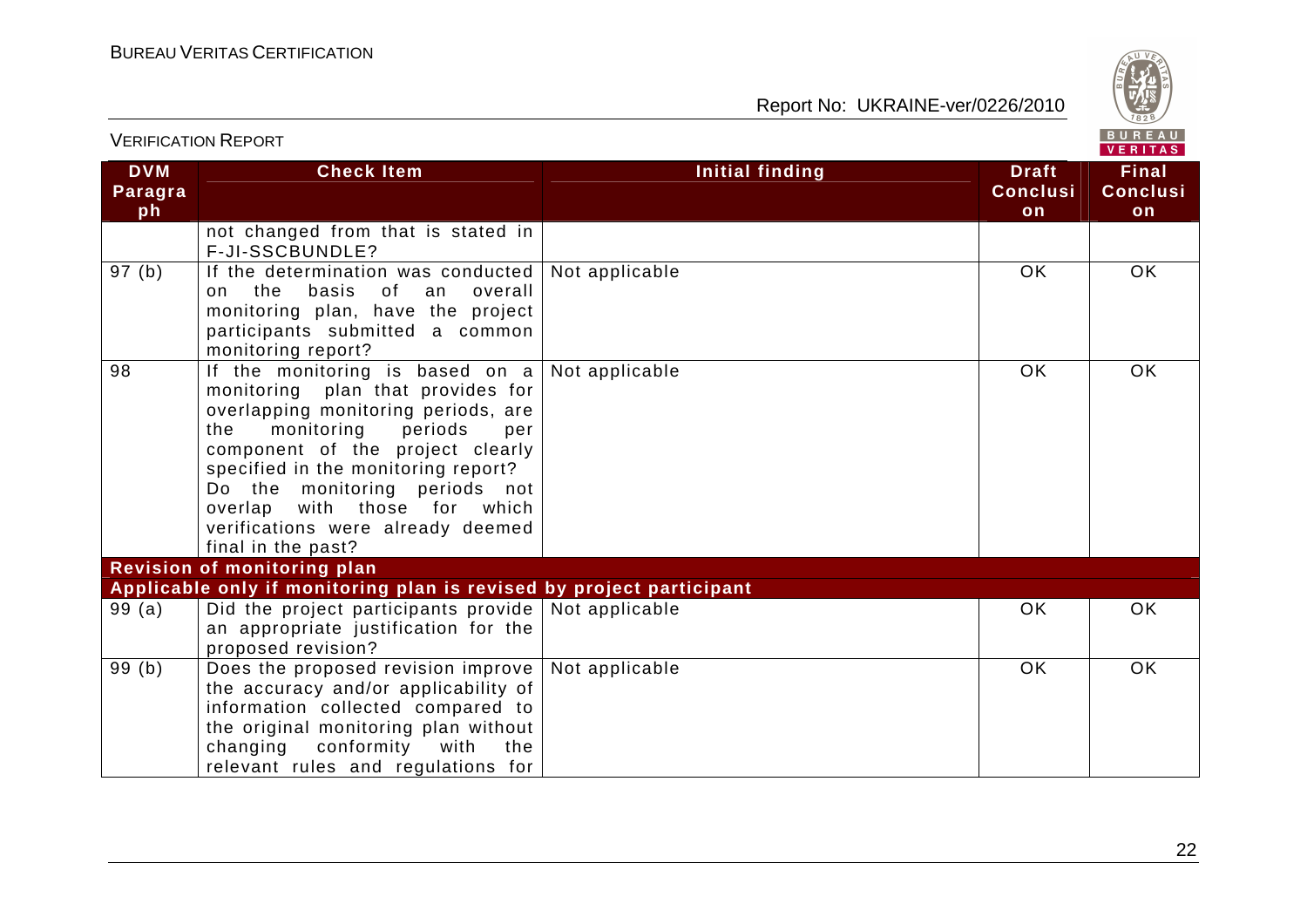| DVM Paragraph | Check Item | Initial finding | Draft Conclusion | Final Conclusion |
|---|---|---|---|---|
| | not changed from that is stated in F-JI-SSCBUNDLE? | | | |
| 97 (b) | If the determination was conducted on the basis of an overall monitoring plan, have the project participants submitted a common monitoring report? | Not applicable | OK | OK |
| 98 | If the monitoring is based on a monitoring plan that provides for overlapping monitoring periods, are the monitoring periods per component of the project clearly specified in the monitoring report? Do the monitoring periods not overlap with those for which verifications were already deemed final in the past? | Not applicable | OK | OK |
| **Revision of monitoring plan** | | | | |
| **Applicable only if monitoring plan is revised by project participant** | | | | |
| 99 (a) | Did the project participants provide an appropriate justification for the proposed revision? | Not applicable | OK | OK |
| 99 (b) | Does the proposed revision improve the accuracy and/or applicability of information collected compared to the original monitoring plan without changing conformity with the relevant rules and regulations for | Not applicable | OK | OK |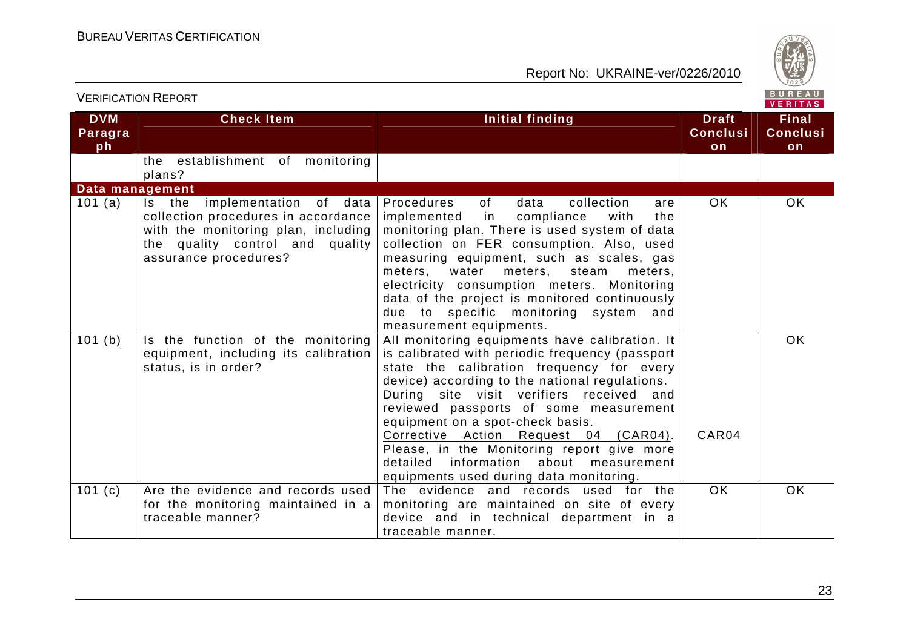| DVM Paragraph | Check Item | Initial finding | Draft Conclusion | Final Conclusion |
|---|---|---|---|---|
| | the establishment of monitoring plans? | | | |
| **Data management** | | | | |
| 101 (a) | Is the implementation of data collection procedures in accordance with the monitoring plan, including the quality control and quality assurance procedures? | Procedures of data collection are implemented in compliance with the monitoring plan. There is used system of data collection on FER consumption. Also, used measuring equipment, such as scales, gas meters, water meters, steam meters, electricity consumption meters. Monitoring data of the project is monitored continuously due to specific monitoring system and measurement equipments. | OK | OK |
| 101 (b) | Is the function of the monitoring equipment, including its calibration status, is in order? | All monitoring equipments have calibration. It is calibrated with periodic frequency (passport state the calibration frequency for every device) according to the national regulations. During site visit verifiers received and reviewed passports of some measurement equipment on a spot-check basis.<br>Corrective Action Request 04 (CAR04). Please, in the Monitoring report give more detailed information about measurement equipments used during data monitoring. | CAR04 | OK |
| 101 (c) | Are the evidence and records used for the monitoring maintained in a traceable manner? | The evidence and records used for the monitoring are maintained on site of every device and in technical department in a traceable manner. | OK | OK |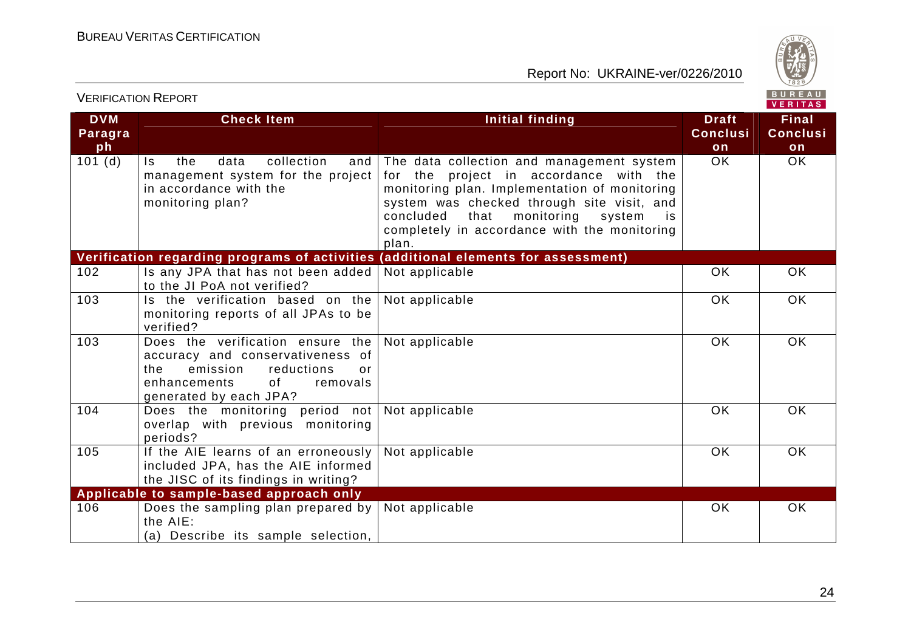| DVM Paragraph | Check Item | Initial finding | Draft Conclusion | Final Conclusion |
|---|---|---|---|---|
| 101 (d) | Is the data collection and management system for the project in accordance with the monitoring plan? | The data collection and management system for the project in accordance with the monitoring plan. Implementation of monitoring system was checked through site visit, and concluded that monitoring system is completely in accordance with the monitoring plan. | OK | OK |
| **Verification regarding programs of activities (additional elements for assessment)** | | | | |
| 102 | Is any JPA that has not been added to the JI PoA not verified? | Not applicable | OK | OK |
| 103 | Is the verification based on the monitoring reports of all JPAs to be verified? | Not applicable | OK | OK |
| 103 | Does the verification ensure the accuracy and conservativeness of the emission reductions or enhancements of removals generated by each JPA? | Not applicable | OK | OK |
| 104 | Does the monitoring period not overlap with previous monitoring periods? | Not applicable | OK | OK |
| 105 | If the AIE learns of an erroneously included JPA, has the AIE informed the JISC of its findings in writing? | Not applicable | OK | OK |
| **Applicable to sample-based approach only** | | | | |
| 106 | Does the sampling plan prepared by the AIE:<br>(a) Describe its sample selection, | Not applicable | OK | OK |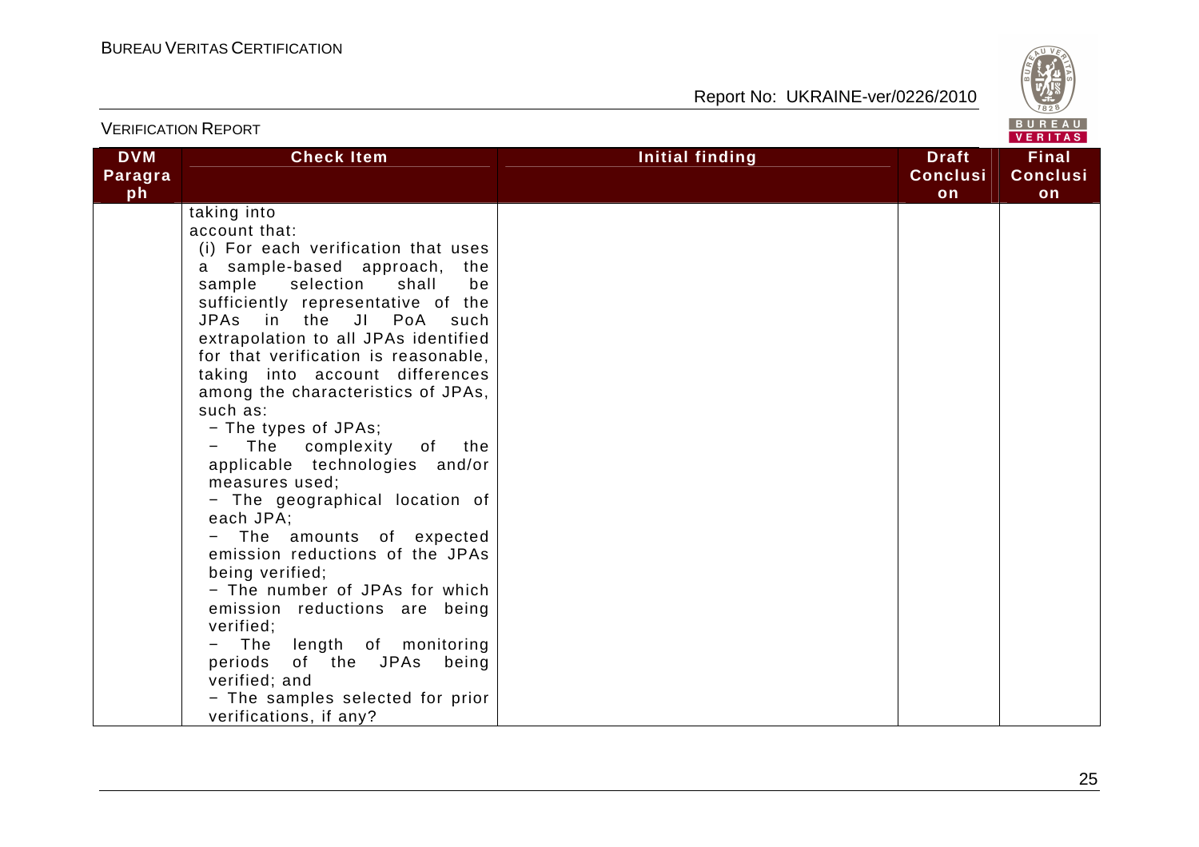| DVM Paragraph | Check Item | Initial finding | Draft Conclusion | Final Conclusion |
|---|---|---|---|---|
| | taking into account that:<br>(i) For each verification that uses a sample-based approach, the sample selection shall be sufficiently representative of the JPAs in the JI PoA such extrapolation to all JPAs identified for that verification is reasonable, taking into account differences among the characteristics of JPAs, such as:<br>− The types of JPAs;<br>− The complexity of the applicable technologies and/or measures used;<br>− The geographical location of each JPA;<br>− The amounts of expected emission reductions of the JPAs being verified;<br>− The number of JPAs for which emission reductions are being verified;<br>− The length of monitoring periods of the JPAs being verified; and<br>− The samples selected for prior verifications, if any? | | | |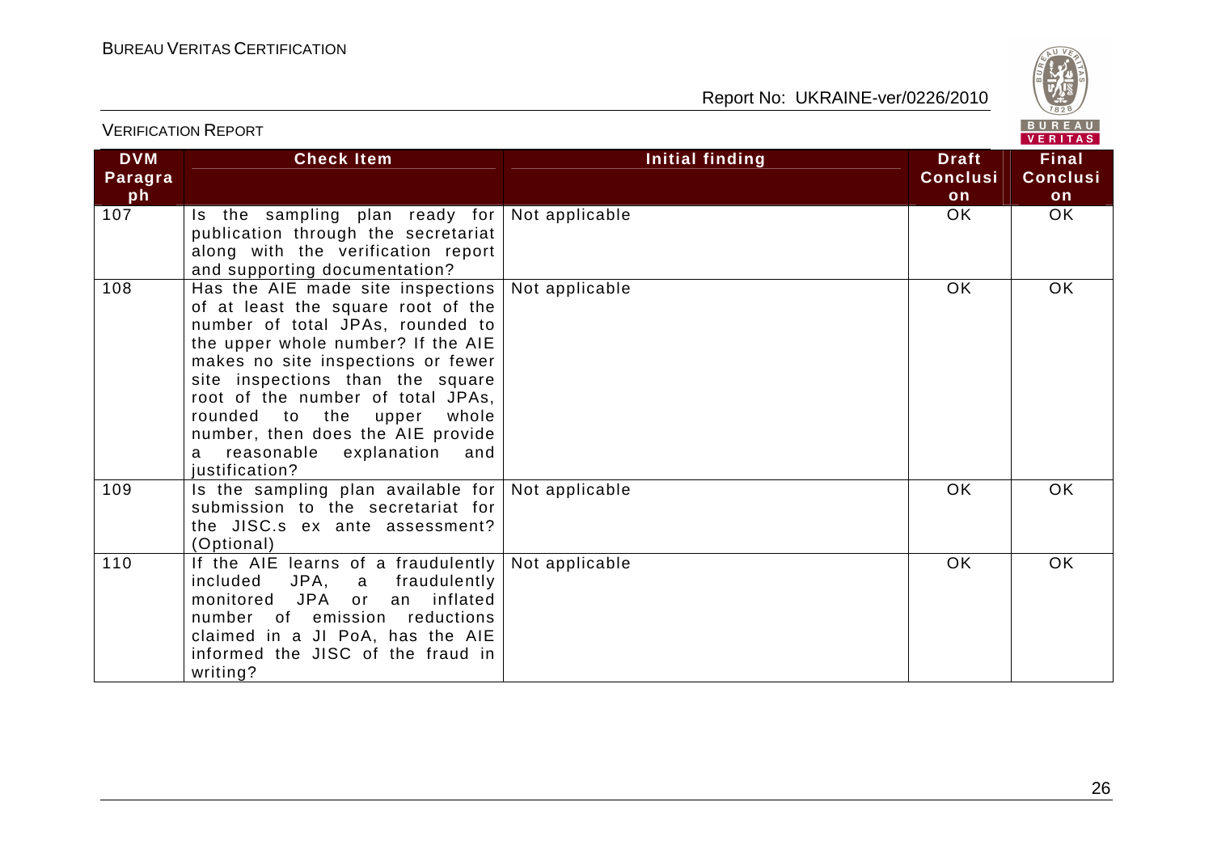| DVM Paragraph | Check Item | Initial finding | Draft Conclusion | Final Conclusion |
|---|---|---|---|---|
| 107 | Is the sampling plan ready for publication through the secretariat along with the verification report and supporting documentation? | Not applicable | OK | OK |
| 108 | Has the AIE made site inspections of at least the square root of the number of total JPAs, rounded to the upper whole number? If the AIE makes no site inspections or fewer site inspections than the square root of the number of total JPAs, rounded to the upper whole number, then does the AIE provide a reasonable explanation and justification? | Not applicable | OK | OK |
| 109 | Is the sampling plan available for submission to the secretariat for the JISC.s ex ante assessment? (Optional) | Not applicable | OK | OK |
| 110 | If the AIE learns of a fraudulently included JPA, a fraudulently monitored JPA or an inflated number of emission reductions claimed in a JI PoA, has the AIE informed the JISC of the fraud in writing? | Not applicable | OK | OK |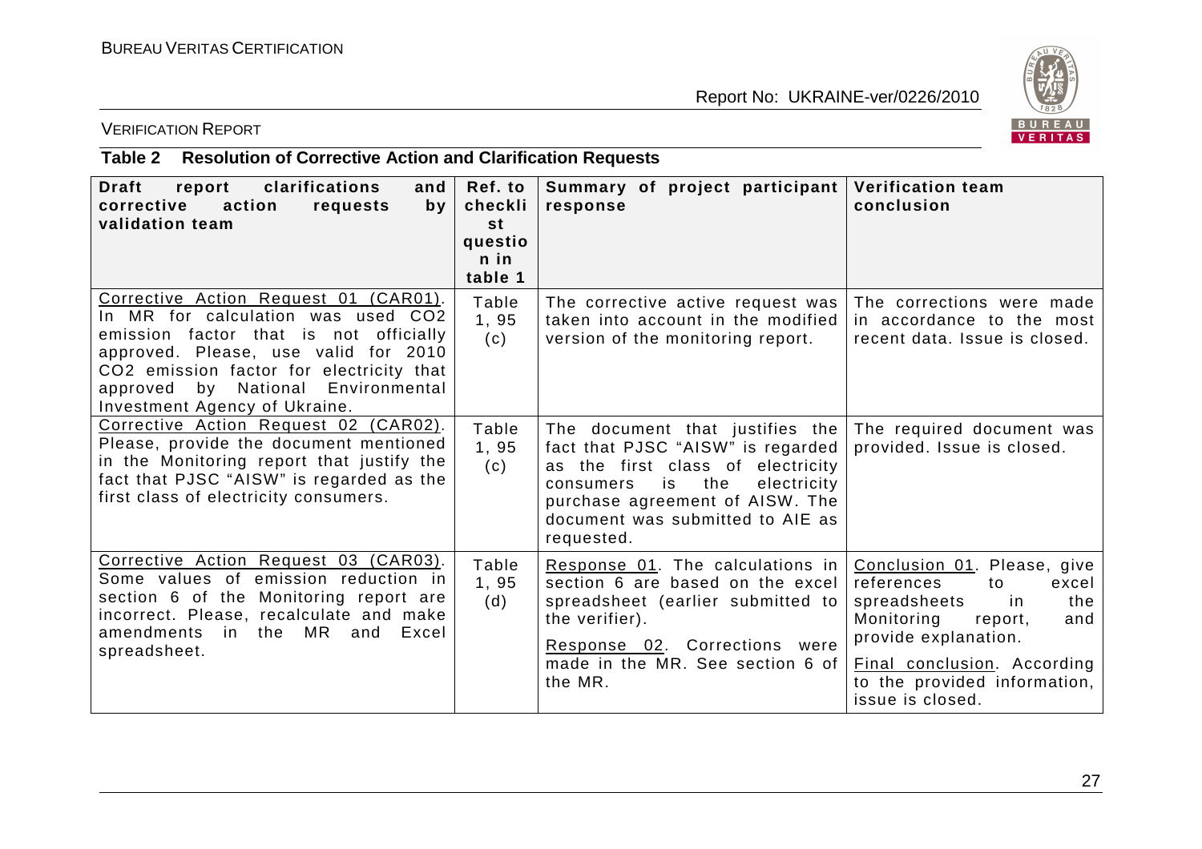VERIFICATION REPORT

### Table 2 Resolution of Corrective Action and Clarification Requests

| Draft report clarifications and corrective action requests by validation team | Ref. to checklist question in table 1 | Summary of project participant response | Verification team conclusion |
|---|---|---|---|
| Corrective Action Request 01 (CAR01). In MR for calculation was used $CO_2$ emission factor that is not officially approved. Please, use valid for 2010 $CO_2$ emission factor for electricity that approved by National Environmental Investment Agency of Ukraine. | Table 1, 95 (c) | The corrective active request was taken into account in the modified version of the monitoring report. | The corrections were made in accordance to the most recent data. Issue is closed. |
| Corrective Action Request 02 (CAR02). Please, provide the document mentioned in the Monitoring report that justify the fact that PJSC "AISW" is regarded as the first class of electricity consumers. | Table 1, 95 (c) | The document that justifies the fact that PJSC "AISW" is regarded as the first class of electricity consumers is the electricity purchase agreement of AISW. The document was submitted to AIE as requested. | The required document was provided. Issue is closed. |
| Corrective Action Request 03 (CAR03). Some values of emission reduction in section 6 of the Monitoring report are incorrect. Please, recalculate and make amendments in the MR and Excel spreadsheet. | Table 1, 95 (d) | Response 01. The calculations in section 6 are based on the excel spreadsheet (earlier submitted to the verifier).<br><br>Response 02. Corrections were made in the MR. See section 6 of the MR. | Conclusion 01. Please, give references to excel spreadsheets in the Monitoring report, and provide explanation.<br><br>Final conclusion. According to the provided information, issue is closed. |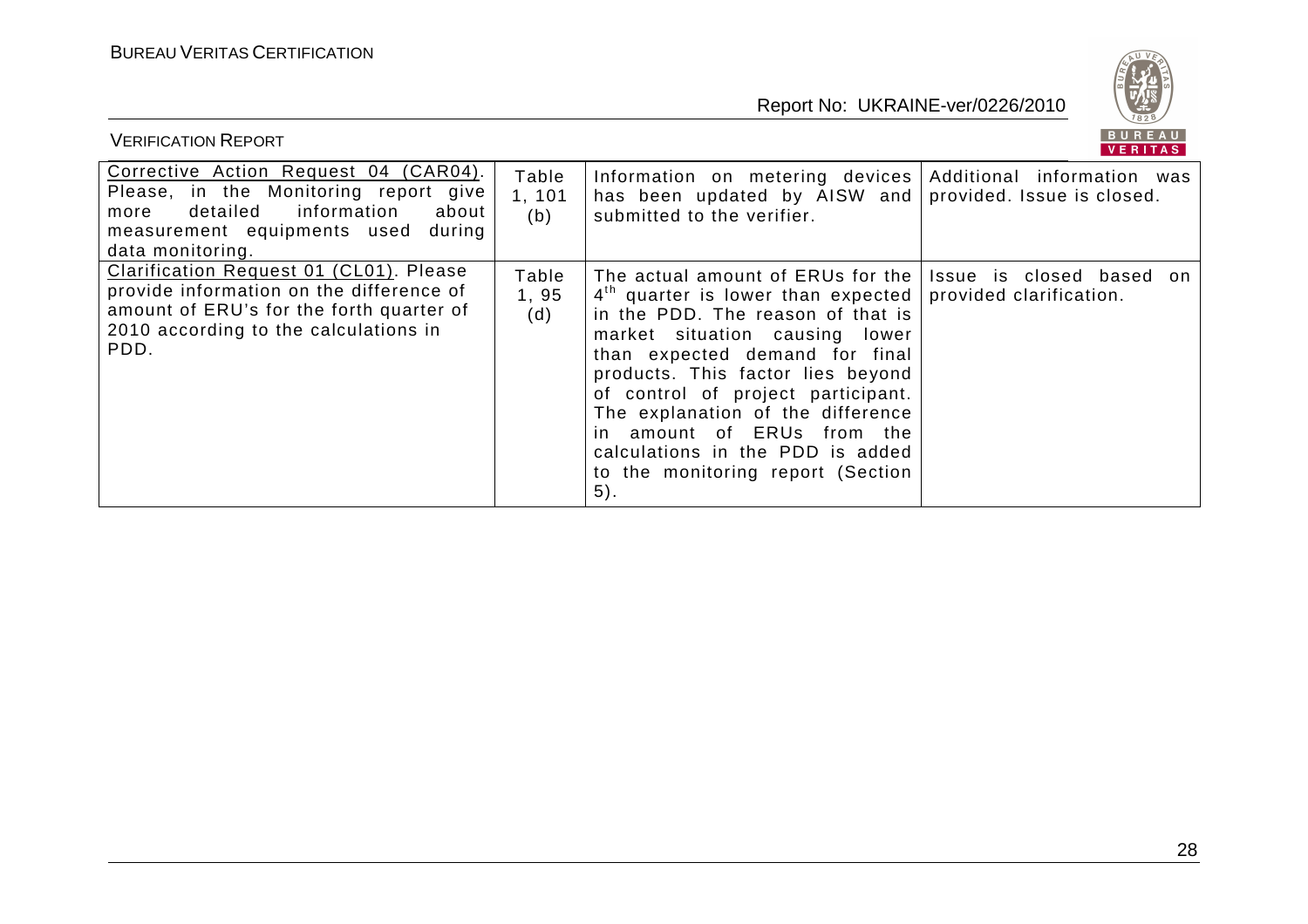| | | | |
|---|---|---|---|
| Corrective Action Request 04 (CAR04). Please, in the Monitoring report give more detailed information about measurement equipments used during data monitoring. | Table 1, 101 (b) | Information on metering devices has been updated by AISW and submitted to the verifier. | Additional information was provided. Issue is closed. |
| Clarification Request 01 (CL01). Please provide information on the difference of amount of ERU's for the forth quarter of 2010 according to the calculations in PDD. | Table 1, 95 (d) | The actual amount of ERUs for the 4th quarter is lower than expected in the PDD. The reason of that is market situation causing lower than expected demand for final products. This factor lies beyond of control of project participant. The explanation of the difference in amount of ERUs from the calculations in the PDD is added to the monitoring report (Section 5). | Issue is closed based on provided clarification. |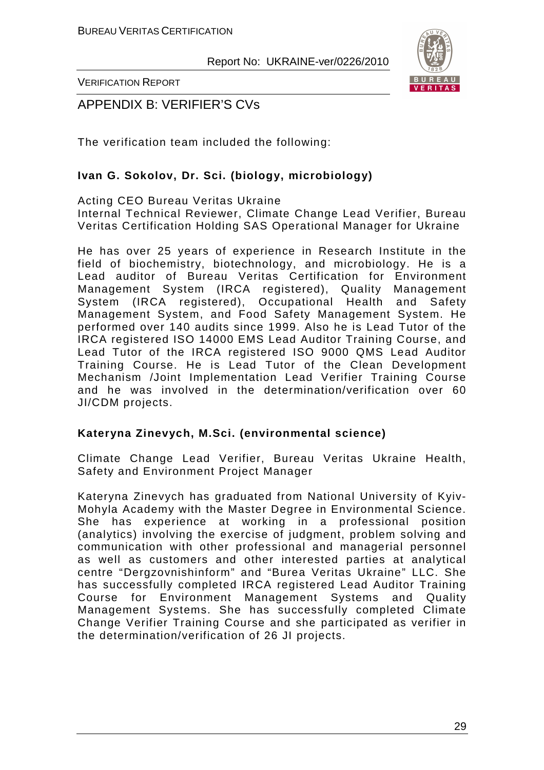## APPENDIX B: VERIFIER'S CVs

The verification team included the following:

**Ivan G. Sokolov, Dr. Sci. (biology, microbiology)**

Acting CEO Bureau Veritas Ukraine
Internal Technical Reviewer, Climate Change Lead Verifier, Bureau Veritas Certification Holding SAS Operational Manager for Ukraine

He has over 25 years of experience in Research Institute in the field of biochemistry, biotechnology, and microbiology. He is a Lead auditor of Bureau Veritas Certification for Environment Management System (IRCA registered), Quality Management System (IRCA registered), Occupational Health and Safety Management System, and Food Safety Management System. He performed over 140 audits since 1999. Also he is Lead Tutor of the IRCA registered ISO 14000 EMS Lead Auditor Training Course, and Lead Tutor of the IRCA registered ISO 9000 QMS Lead Auditor Training Course. He is Lead Tutor of the Clean Development Mechanism /Joint Implementation Lead Verifier Training Course and he was involved in the determination/verification over 60 JI/CDM projects.

**Kateryna Zinevych, M.Sci. (environmental science)**

Climate Change Lead Verifier, Bureau Veritas Ukraine Health, Safety and Environment Project Manager

Kateryna Zinevych has graduated from National University of Kyiv-Mohyla Academy with the Master Degree in Environmental Science. She has experience at working in a professional position (analytics) involving the exercise of judgment, problem solving and communication with other professional and managerial personnel as well as customers and other interested parties at analytical centre "Dergzovnishinform" and "Burea Veritas Ukraine" LLC. She has successfully completed IRCA registered Lead Auditor Training Course for Environment Management Systems and Quality Management Systems. She has successfully completed Climate Change Verifier Training Course and she participated as verifier in the determination/verification of 26 JI projects.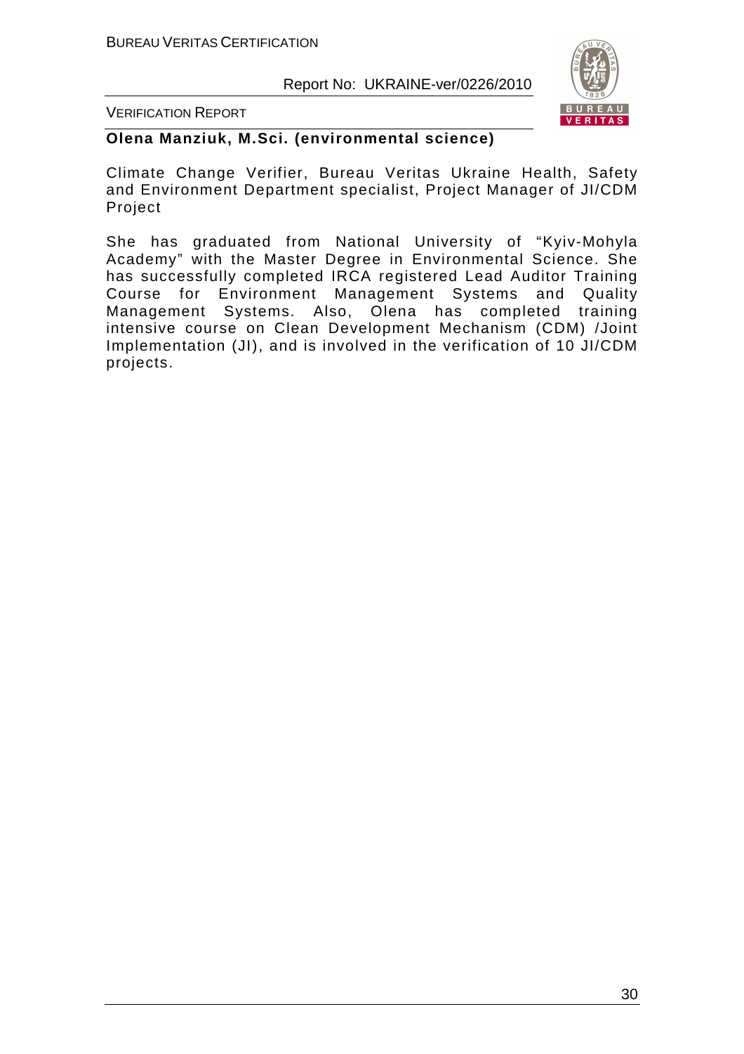**Olena Manziuk, M.Sci. (environmental science)**

Climate Change Verifier, Bureau Veritas Ukraine Health, Safety and Environment Department specialist, Project Manager of JI/CDM Project

She has graduated from National University of "Kyiv-Mohyla Academy" with the Master Degree in Environmental Science. She has successfully completed IRCA registered Lead Auditor Training Course for Environment Management Systems and Quality Management Systems. Also, Olena has completed training intensive course on Clean Development Mechanism (CDM) /Joint Implementation (JI), and is involved in the verification of 10 JI/CDM projects.